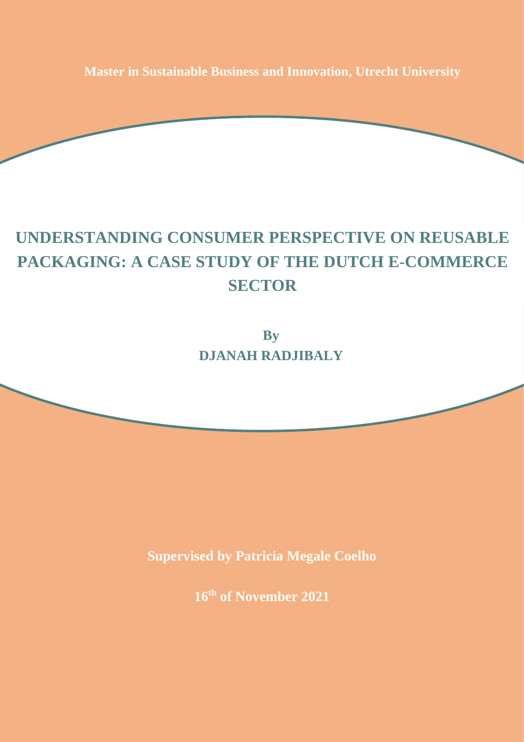**Master in Sustainable Business and Innovation, Utrecht University**

# UNDERSTANDING CONSUMER PERSPECTIVE ON REUSABLE PACKAGING: A CASE STUDY OF THE DUTCH E-COMMERCE SECTOR

**By**
**DJANAH RADJIBALY**

**Supervised by Patricia Megale Coelho**

**16th of November 2021**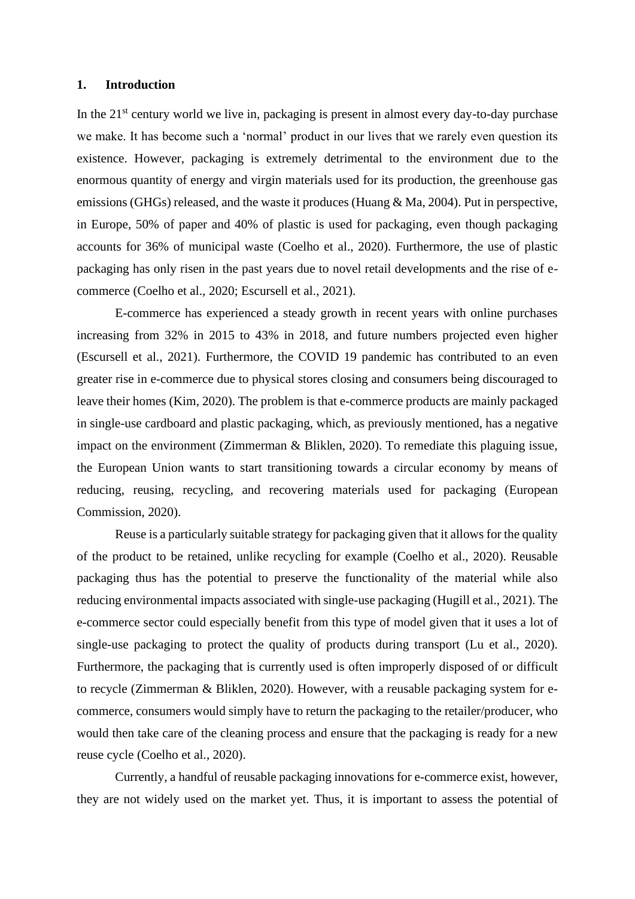## 1. Introduction

In the 21st century world we live in, packaging is present in almost every day-to-day purchase we make. It has become such a 'normal' product in our lives that we rarely even question its existence. However, packaging is extremely detrimental to the environment due to the enormous quantity of energy and virgin materials used for its production, the greenhouse gas emissions (GHGs) released, and the waste it produces (Huang & Ma, 2004). Put in perspective, in Europe, 50% of paper and 40% of plastic is used for packaging, even though packaging accounts for 36% of municipal waste (Coelho et al., 2020). Furthermore, the use of plastic packaging has only risen in the past years due to novel retail developments and the rise of e-commerce (Coelho et al., 2020; Escursell et al., 2021).

E-commerce has experienced a steady growth in recent years with online purchases increasing from 32% in 2015 to 43% in 2018, and future numbers projected even higher (Escursell et al., 2021). Furthermore, the COVID 19 pandemic has contributed to an even greater rise in e-commerce due to physical stores closing and consumers being discouraged to leave their homes (Kim, 2020). The problem is that e-commerce products are mainly packaged in single-use cardboard and plastic packaging, which, as previously mentioned, has a negative impact on the environment (Zimmerman & Bliklen, 2020). To remediate this plaguing issue, the European Union wants to start transitioning towards a circular economy by means of reducing, reusing, recycling, and recovering materials used for packaging (European Commission, 2020).

Reuse is a particularly suitable strategy for packaging given that it allows for the quality of the product to be retained, unlike recycling for example (Coelho et al., 2020). Reusable packaging thus has the potential to preserve the functionality of the material while also reducing environmental impacts associated with single-use packaging (Hugill et al., 2021). The e-commerce sector could especially benefit from this type of model given that it uses a lot of single-use packaging to protect the quality of products during transport (Lu et al., 2020). Furthermore, the packaging that is currently used is often improperly disposed of or difficult to recycle (Zimmerman & Bliklen, 2020). However, with a reusable packaging system for e-commerce, consumers would simply have to return the packaging to the retailer/producer, who would then take care of the cleaning process and ensure that the packaging is ready for a new reuse cycle (Coelho et al., 2020).

Currently, a handful of reusable packaging innovations for e-commerce exist, however, they are not widely used on the market yet. Thus, it is important to assess the potential of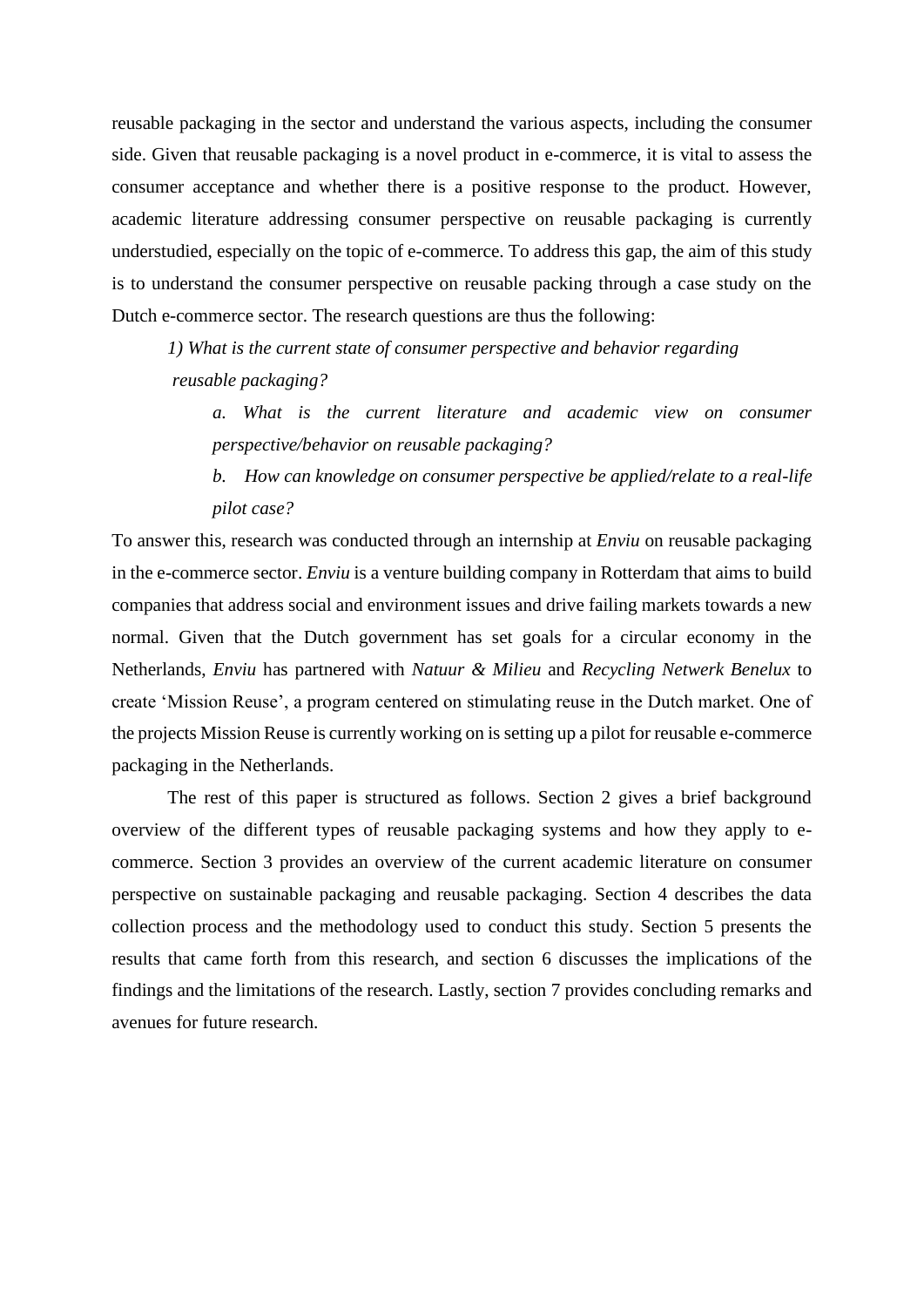reusable packaging in the sector and understand the various aspects, including the consumer side. Given that reusable packaging is a novel product in e-commerce, it is vital to assess the consumer acceptance and whether there is a positive response to the product. However, academic literature addressing consumer perspective on reusable packaging is currently understudied, especially on the topic of e-commerce. To address this gap, the aim of this study is to understand the consumer perspective on reusable packing through a case study on the Dutch e-commerce sector. The research questions are thus the following:

> *1) What is the current state of consumer perspective and behavior regarding reusable packaging?*
>
> > *a. What is the current literature and academic view on consumer perspective/behavior on reusable packaging?*
> >
> > *b. How can knowledge on consumer perspective be applied/relate to a real-life pilot case?*

To answer this, research was conducted through an internship at *Enviu* on reusable packaging in the e-commerce sector. *Enviu* is a venture building company in Rotterdam that aims to build companies that address social and environment issues and drive failing markets towards a new normal. Given that the Dutch government has set goals for a circular economy in the Netherlands, *Enviu* has partnered with *Natuur & Milieu* and *Recycling Netwerk Benelux* to create 'Mission Reuse', a program centered on stimulating reuse in the Dutch market. One of the projects Mission Reuse is currently working on is setting up a pilot for reusable e-commerce packaging in the Netherlands.

The rest of this paper is structured as follows. Section 2 gives a brief background overview of the different types of reusable packaging systems and how they apply to e-commerce. Section 3 provides an overview of the current academic literature on consumer perspective on sustainable packaging and reusable packaging. Section 4 describes the data collection process and the methodology used to conduct this study. Section 5 presents the results that came forth from this research, and section 6 discusses the implications of the findings and the limitations of the research. Lastly, section 7 provides concluding remarks and avenues for future research.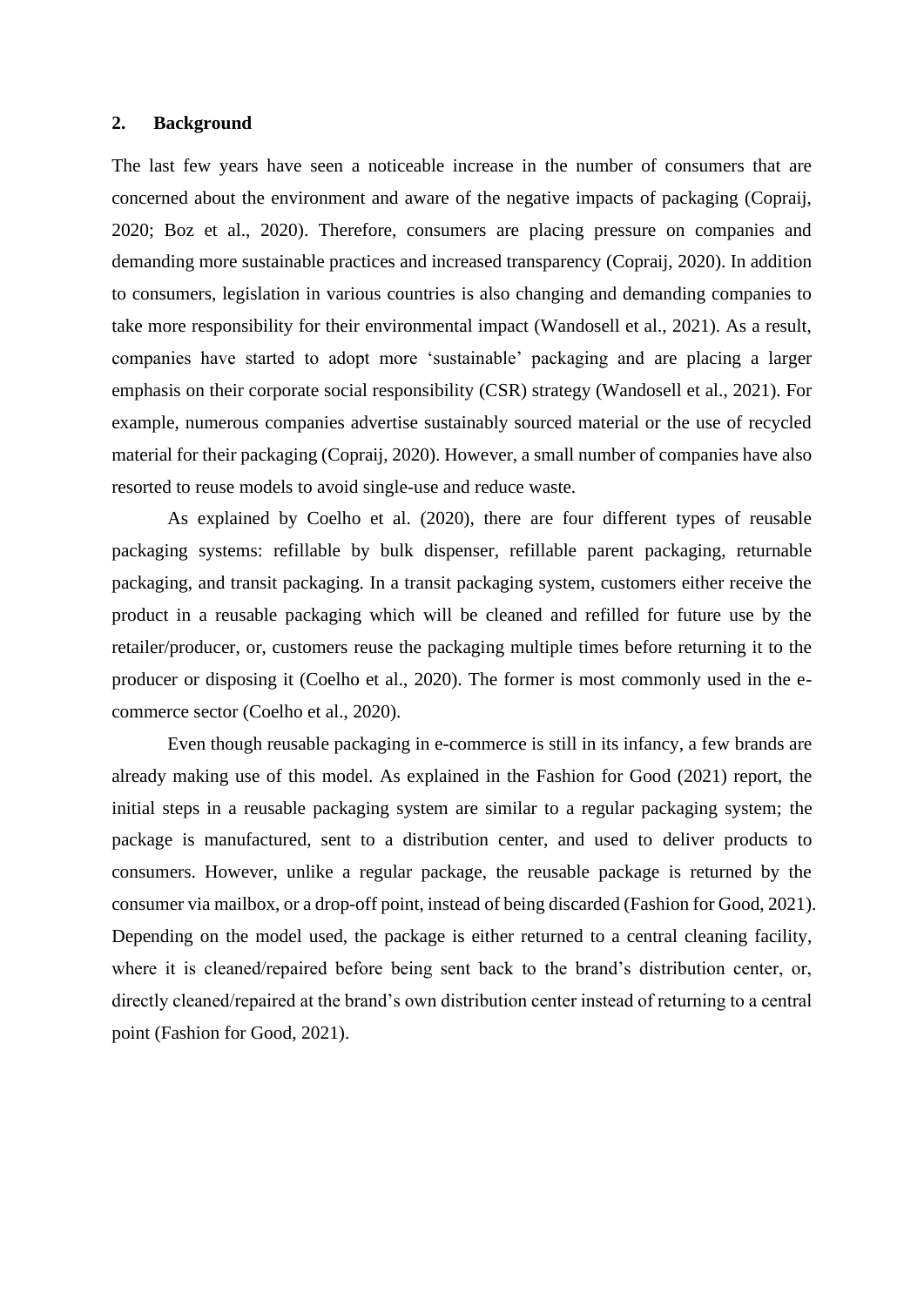## 2. Background

The last few years have seen a noticeable increase in the number of consumers that are concerned about the environment and aware of the negative impacts of packaging (Copraij, 2020; Boz et al., 2020). Therefore, consumers are placing pressure on companies and demanding more sustainable practices and increased transparency (Copraij, 2020). In addition to consumers, legislation in various countries is also changing and demanding companies to take more responsibility for their environmental impact (Wandosell et al., 2021). As a result, companies have started to adopt more 'sustainable' packaging and are placing a larger emphasis on their corporate social responsibility (CSR) strategy (Wandosell et al., 2021). For example, numerous companies advertise sustainably sourced material or the use of recycled material for their packaging (Copraij, 2020). However, a small number of companies have also resorted to reuse models to avoid single-use and reduce waste.

As explained by Coelho et al. (2020), there are four different types of reusable packaging systems: refillable by bulk dispenser, refillable parent packaging, returnable packaging, and transit packaging. In a transit packaging system, customers either receive the product in a reusable packaging which will be cleaned and refilled for future use by the retailer/producer, or, customers reuse the packaging multiple times before returning it to the producer or disposing it (Coelho et al., 2020). The former is most commonly used in the e-commerce sector (Coelho et al., 2020).

Even though reusable packaging in e-commerce is still in its infancy, a few brands are already making use of this model. As explained in the Fashion for Good (2021) report, the initial steps in a reusable packaging system are similar to a regular packaging system; the package is manufactured, sent to a distribution center, and used to deliver products to consumers. However, unlike a regular package, the reusable package is returned by the consumer via mailbox, or a drop-off point, instead of being discarded (Fashion for Good, 2021). Depending on the model used, the package is either returned to a central cleaning facility, where it is cleaned/repaired before being sent back to the brand's distribution center, or, directly cleaned/repaired at the brand's own distribution center instead of returning to a central point (Fashion for Good, 2021).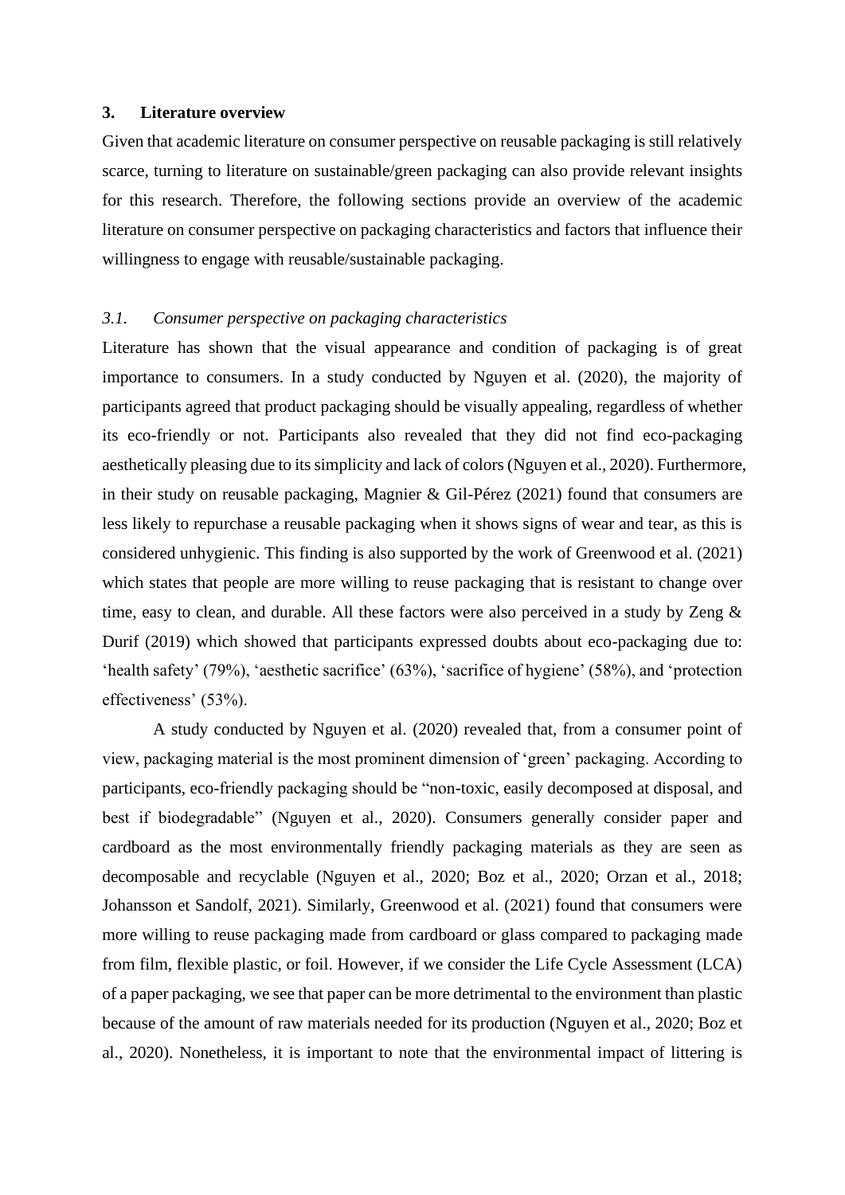## 3. Literature overview

Given that academic literature on consumer perspective on reusable packaging is still relatively scarce, turning to literature on sustainable/green packaging can also provide relevant insights for this research. Therefore, the following sections provide an overview of the academic literature on consumer perspective on packaging characteristics and factors that influence their willingness to engage with reusable/sustainable packaging.

### *3.1. Consumer perspective on packaging characteristics*

Literature has shown that the visual appearance and condition of packaging is of great importance to consumers. In a study conducted by Nguyen et al. (2020), the majority of participants agreed that product packaging should be visually appealing, regardless of whether its eco-friendly or not. Participants also revealed that they did not find eco-packaging aesthetically pleasing due to its simplicity and lack of colors (Nguyen et al., 2020). Furthermore, in their study on reusable packaging, Magnier & Gil-Pérez (2021) found that consumers are less likely to repurchase a reusable packaging when it shows signs of wear and tear, as this is considered unhygienic. This finding is also supported by the work of Greenwood et al. (2021) which states that people are more willing to reuse packaging that is resistant to change over time, easy to clean, and durable. All these factors were also perceived in a study by Zeng & Durif (2019) which showed that participants expressed doubts about eco-packaging due to: 'health safety' (79%), 'aesthetic sacrifice' (63%), 'sacrifice of hygiene' (58%), and 'protection effectiveness' (53%).

A study conducted by Nguyen et al. (2020) revealed that, from a consumer point of view, packaging material is the most prominent dimension of 'green' packaging. According to participants, eco-friendly packaging should be "non-toxic, easily decomposed at disposal, and best if biodegradable" (Nguyen et al., 2020). Consumers generally consider paper and cardboard as the most environmentally friendly packaging materials as they are seen as decomposable and recyclable (Nguyen et al., 2020; Boz et al., 2020; Orzan et al., 2018; Johansson et Sandolf, 2021). Similarly, Greenwood et al. (2021) found that consumers were more willing to reuse packaging made from cardboard or glass compared to packaging made from film, flexible plastic, or foil. However, if we consider the Life Cycle Assessment (LCA) of a paper packaging, we see that paper can be more detrimental to the environment than plastic because of the amount of raw materials needed for its production (Nguyen et al., 2020; Boz et al., 2020). Nonetheless, it is important to note that the environmental impact of littering is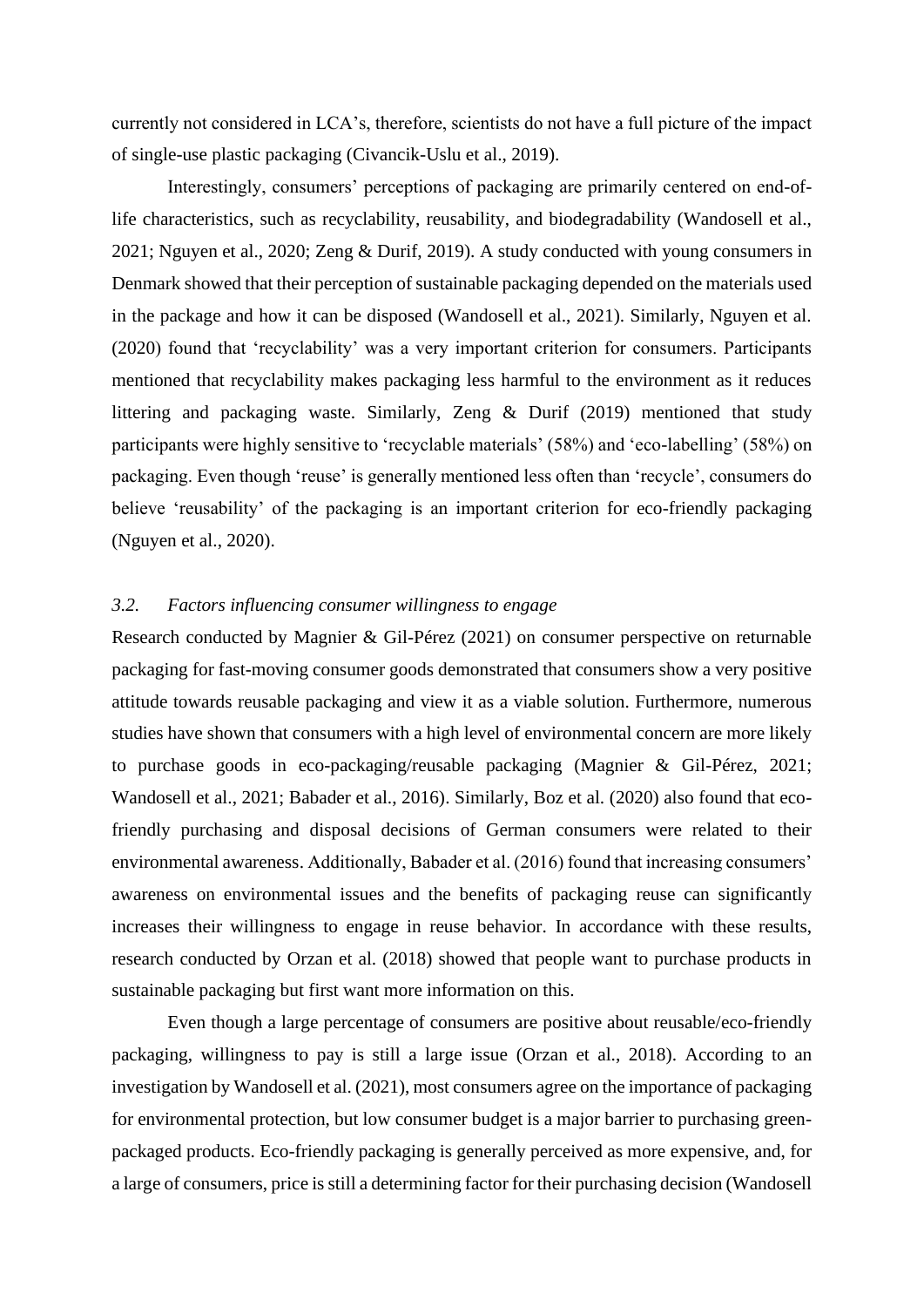currently not considered in LCA's, therefore, scientists do not have a full picture of the impact of single-use plastic packaging (Civancik-Uslu et al., 2019).

Interestingly, consumers' perceptions of packaging are primarily centered on end-of-life characteristics, such as recyclability, reusability, and biodegradability (Wandosell et al., 2021; Nguyen et al., 2020; Zeng & Durif, 2019). A study conducted with young consumers in Denmark showed that their perception of sustainable packaging depended on the materials used in the package and how it can be disposed (Wandosell et al., 2021). Similarly, Nguyen et al. (2020) found that 'recyclability' was a very important criterion for consumers. Participants mentioned that recyclability makes packaging less harmful to the environment as it reduces littering and packaging waste. Similarly, Zeng & Durif (2019) mentioned that study participants were highly sensitive to 'recyclable materials' (58%) and 'eco-labelling' (58%) on packaging. Even though 'reuse' is generally mentioned less often than 'recycle', consumers do believe 'reusability' of the packaging is an important criterion for eco-friendly packaging (Nguyen et al., 2020).

### *3.2. Factors influencing consumer willingness to engage*

Research conducted by Magnier & Gil-Pérez (2021) on consumer perspective on returnable packaging for fast-moving consumer goods demonstrated that consumers show a very positive attitude towards reusable packaging and view it as a viable solution. Furthermore, numerous studies have shown that consumers with a high level of environmental concern are more likely to purchase goods in eco-packaging/reusable packaging (Magnier & Gil-Pérez, 2021; Wandosell et al., 2021; Babader et al., 2016). Similarly, Boz et al. (2020) also found that eco-friendly purchasing and disposal decisions of German consumers were related to their environmental awareness. Additionally, Babader et al. (2016) found that increasing consumers' awareness on environmental issues and the benefits of packaging reuse can significantly increases their willingness to engage in reuse behavior. In accordance with these results, research conducted by Orzan et al. (2018) showed that people want to purchase products in sustainable packaging but first want more information on this.

Even though a large percentage of consumers are positive about reusable/eco-friendly packaging, willingness to pay is still a large issue (Orzan et al., 2018). According to an investigation by Wandosell et al. (2021), most consumers agree on the importance of packaging for environmental protection, but low consumer budget is a major barrier to purchasing green-packaged products. Eco-friendly packaging is generally perceived as more expensive, and, for a large of consumers, price is still a determining factor for their purchasing decision (Wandosell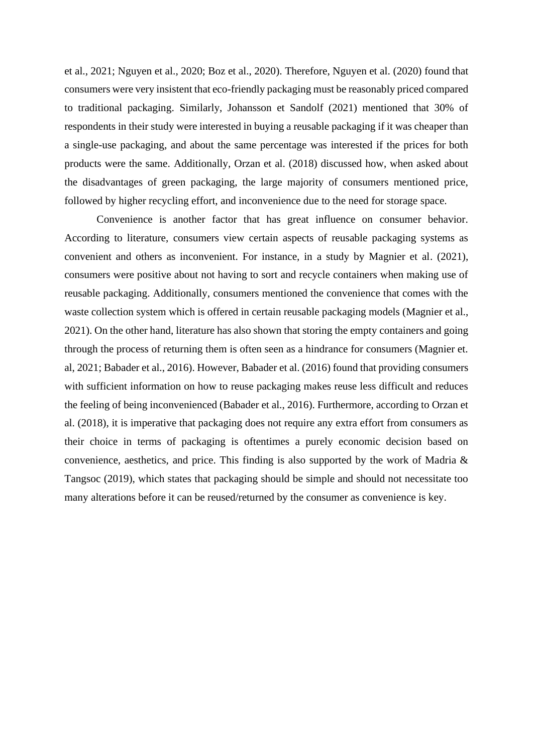et al., 2021; Nguyen et al., 2020; Boz et al., 2020). Therefore, Nguyen et al. (2020) found that consumers were very insistent that eco-friendly packaging must be reasonably priced compared to traditional packaging. Similarly, Johansson et Sandolf (2021) mentioned that 30% of respondents in their study were interested in buying a reusable packaging if it was cheaper than a single-use packaging, and about the same percentage was interested if the prices for both products were the same. Additionally, Orzan et al. (2018) discussed how, when asked about the disadvantages of green packaging, the large majority of consumers mentioned price, followed by higher recycling effort, and inconvenience due to the need for storage space.

Convenience is another factor that has great influence on consumer behavior. According to literature, consumers view certain aspects of reusable packaging systems as convenient and others as inconvenient. For instance, in a study by Magnier et al. (2021), consumers were positive about not having to sort and recycle containers when making use of reusable packaging. Additionally, consumers mentioned the convenience that comes with the waste collection system which is offered in certain reusable packaging models (Magnier et al., 2021). On the other hand, literature has also shown that storing the empty containers and going through the process of returning them is often seen as a hindrance for consumers (Magnier et. al, 2021; Babader et al., 2016). However, Babader et al. (2016) found that providing consumers with sufficient information on how to reuse packaging makes reuse less difficult and reduces the feeling of being inconvenienced (Babader et al., 2016). Furthermore, according to Orzan et al. (2018), it is imperative that packaging does not require any extra effort from consumers as their choice in terms of packaging is oftentimes a purely economic decision based on convenience, aesthetics, and price. This finding is also supported by the work of Madria & Tangsoc (2019), which states that packaging should be simple and should not necessitate too many alterations before it can be reused/returned by the consumer as convenience is key.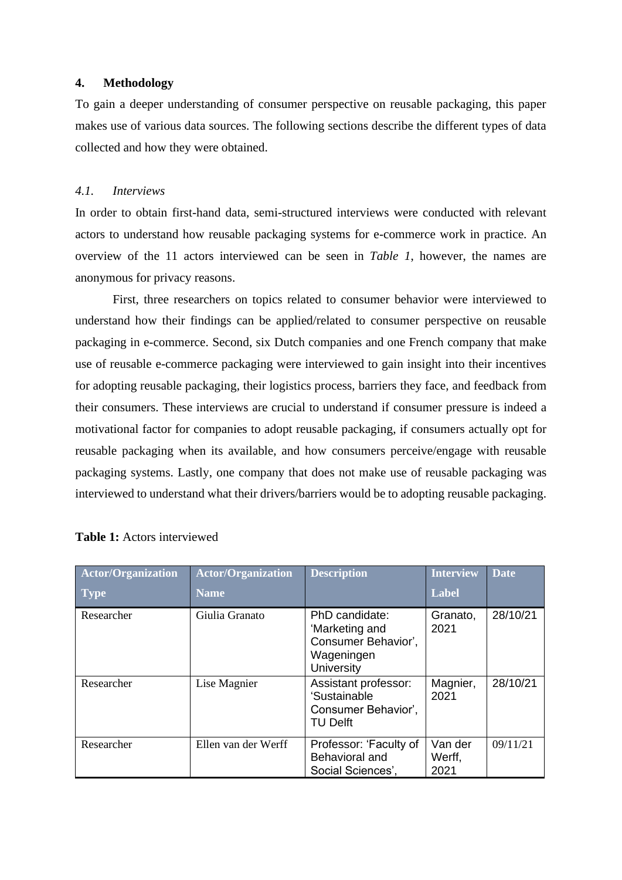## 4. Methodology

To gain a deeper understanding of consumer perspective on reusable packaging, this paper makes use of various data sources. The following sections describe the different types of data collected and how they were obtained.

### *4.1. Interviews*

In order to obtain first-hand data, semi-structured interviews were conducted with relevant actors to understand how reusable packaging systems for e-commerce work in practice. An overview of the 11 actors interviewed can be seen in *Table 1*, however, the names are anonymous for privacy reasons.

First, three researchers on topics related to consumer behavior were interviewed to understand how their findings can be applied/related to consumer perspective on reusable packaging in e-commerce. Second, six Dutch companies and one French company that make use of reusable e-commerce packaging were interviewed to gain insight into their incentives for adopting reusable packaging, their logistics process, barriers they face, and feedback from their consumers. These interviews are crucial to understand if consumer pressure is indeed a motivational factor for companies to adopt reusable packaging, if consumers actually opt for reusable packaging when its available, and how consumers perceive/engage with reusable packaging systems. Lastly, one company that does not make use of reusable packaging was interviewed to understand what their drivers/barriers would be to adopting reusable packaging.

**Table 1:** Actors interviewed

| Actor/Organization Type | Actor/Organization Name | Description | Interview Label | Date |
|---|---|---|---|---|
| Researcher | Giulia Granato | PhD candidate: 'Marketing and Consumer Behavior', Wageningen University | Granato, 2021 | 28/10/21 |
| Researcher | Lise Magnier | Assistant professor: 'Sustainable Consumer Behavior', TU Delft | Magnier, 2021 | 28/10/21 |
| Researcher | Ellen van der Werff | Professor: 'Faculty of Behavioral and Social Sciences', | Van der Werff, 2021 | 09/11/21 |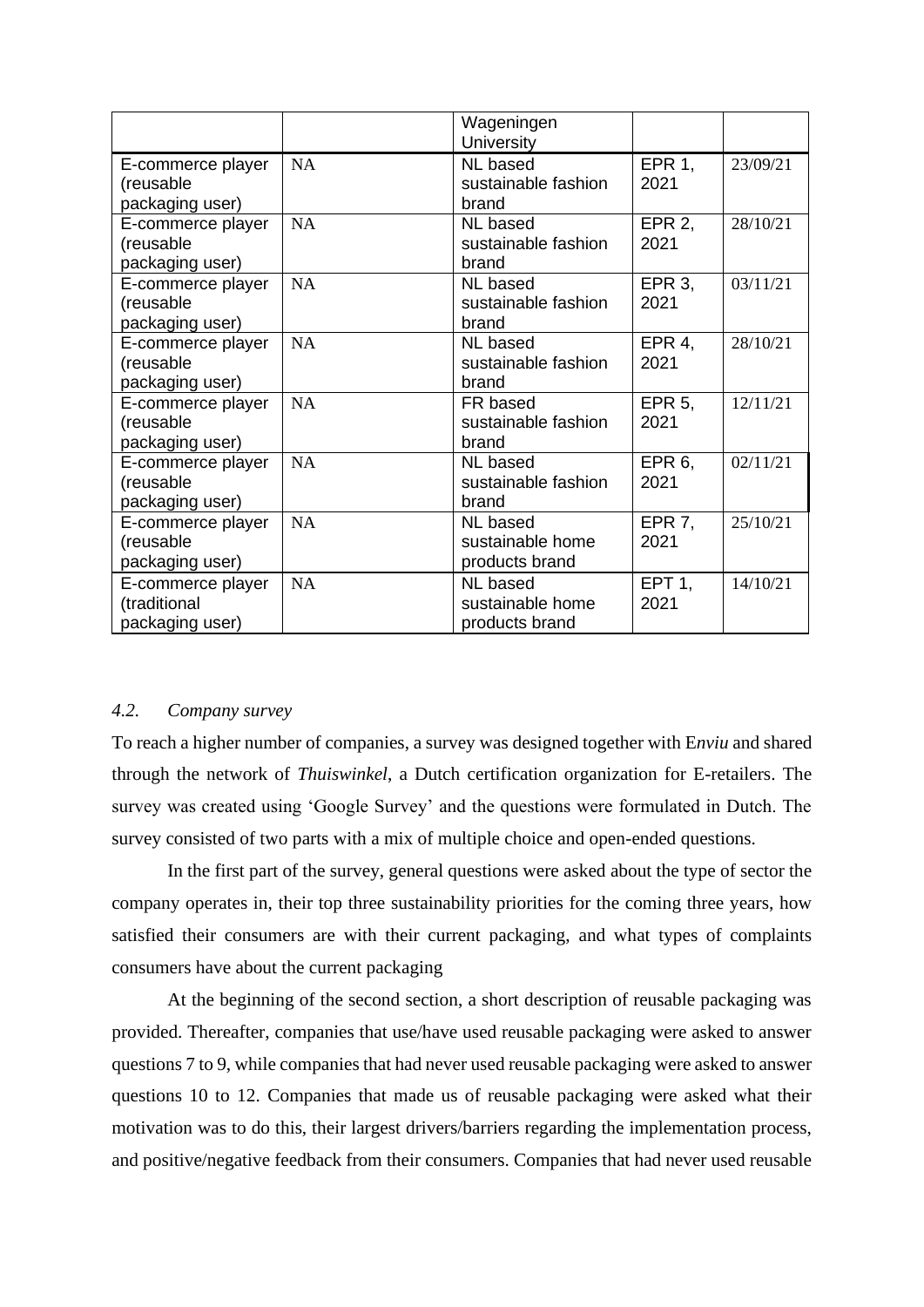|  |  | Wageningen University |  |  |
|---|---|---|---|---|
| E-commerce player (reusable packaging user) | NA | NL based sustainable fashion brand | EPR 1, 2021 | 23/09/21 |
| E-commerce player (reusable packaging user) | NA | NL based sustainable fashion brand | EPR 2, 2021 | 28/10/21 |
| E-commerce player (reusable packaging user) | NA | NL based sustainable fashion brand | EPR 3, 2021 | 03/11/21 |
| E-commerce player (reusable packaging user) | NA | NL based sustainable fashion brand | EPR 4, 2021 | 28/10/21 |
| E-commerce player (reusable packaging user) | NA | FR based sustainable fashion brand | EPR 5, 2021 | 12/11/21 |
| E-commerce player (reusable packaging user) | NA | NL based sustainable fashion brand | EPR 6, 2021 | 02/11/21 |
| E-commerce player (reusable packaging user) | NA | NL based sustainable home products brand | EPR 7, 2021 | 25/10/21 |
| E-commerce player (traditional packaging user) | NA | NL based sustainable home products brand | EPT 1, 2021 | 14/10/21 |

### *4.2. Company survey*

To reach a higher number of companies, a survey was designed together with E*nviu* and shared through the network of *Thuiswinkel*, a Dutch certification organization for E-retailers. The survey was created using 'Google Survey' and the questions were formulated in Dutch. The survey consisted of two parts with a mix of multiple choice and open-ended questions.

In the first part of the survey, general questions were asked about the type of sector the company operates in, their top three sustainability priorities for the coming three years, how satisfied their consumers are with their current packaging, and what types of complaints consumers have about the current packaging

At the beginning of the second section, a short description of reusable packaging was provided. Thereafter, companies that use/have used reusable packaging were asked to answer questions 7 to 9, while companies that had never used reusable packaging were asked to answer questions 10 to 12. Companies that made us of reusable packaging were asked what their motivation was to do this, their largest drivers/barriers regarding the implementation process, and positive/negative feedback from their consumers. Companies that had never used reusable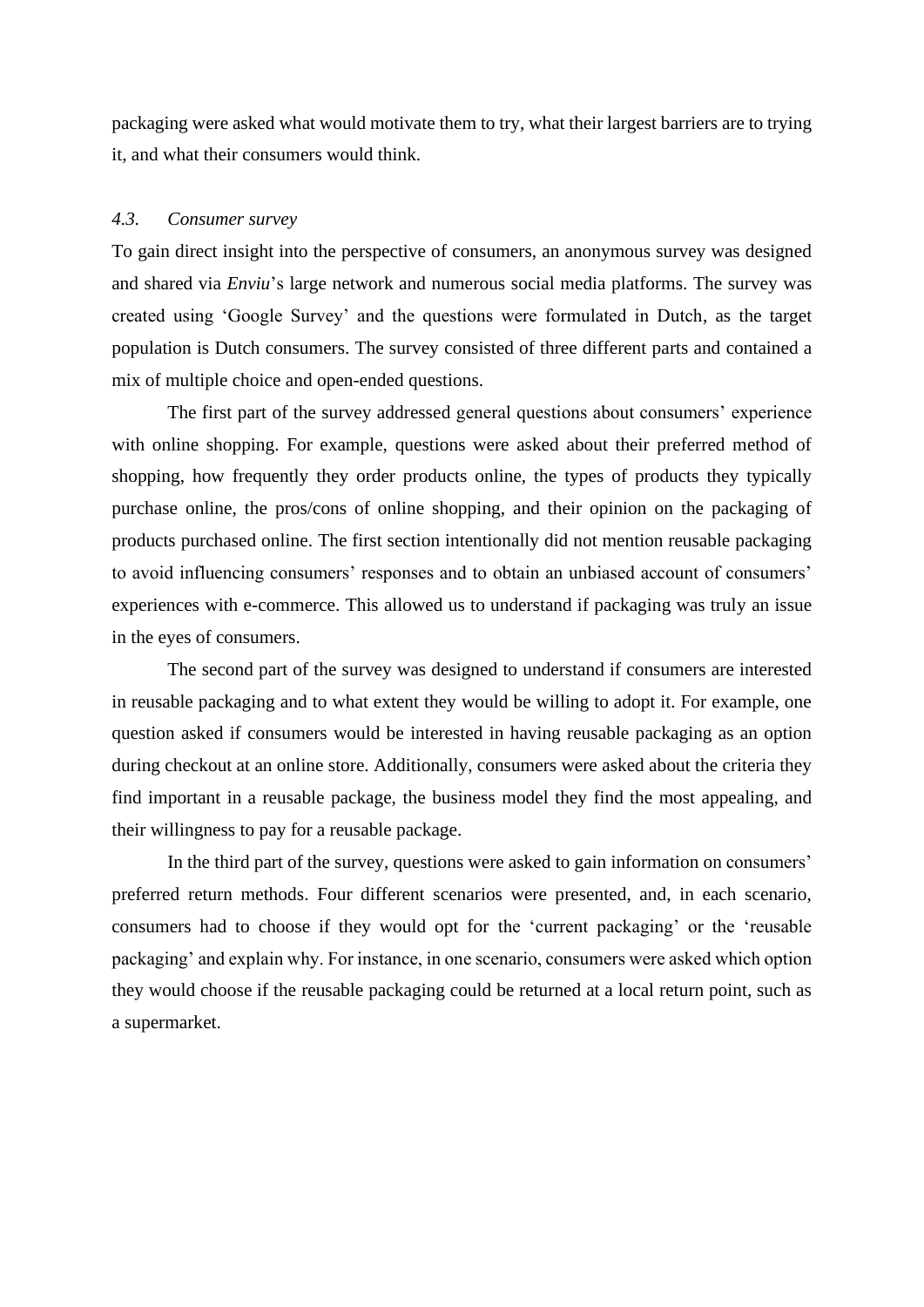packaging were asked what would motivate them to try, what their largest barriers are to trying it, and what their consumers would think.

### *4.3. Consumer survey*

To gain direct insight into the perspective of consumers, an anonymous survey was designed and shared via *Enviu*'s large network and numerous social media platforms. The survey was created using 'Google Survey' and the questions were formulated in Dutch, as the target population is Dutch consumers. The survey consisted of three different parts and contained a mix of multiple choice and open-ended questions.

The first part of the survey addressed general questions about consumers' experience with online shopping. For example, questions were asked about their preferred method of shopping, how frequently they order products online, the types of products they typically purchase online, the pros/cons of online shopping, and their opinion on the packaging of products purchased online. The first section intentionally did not mention reusable packaging to avoid influencing consumers' responses and to obtain an unbiased account of consumers' experiences with e-commerce. This allowed us to understand if packaging was truly an issue in the eyes of consumers.

The second part of the survey was designed to understand if consumers are interested in reusable packaging and to what extent they would be willing to adopt it. For example, one question asked if consumers would be interested in having reusable packaging as an option during checkout at an online store. Additionally, consumers were asked about the criteria they find important in a reusable package, the business model they find the most appealing, and their willingness to pay for a reusable package.

In the third part of the survey, questions were asked to gain information on consumers' preferred return methods. Four different scenarios were presented, and, in each scenario, consumers had to choose if they would opt for the 'current packaging' or the 'reusable packaging' and explain why. For instance, in one scenario, consumers were asked which option they would choose if the reusable packaging could be returned at a local return point, such as a supermarket.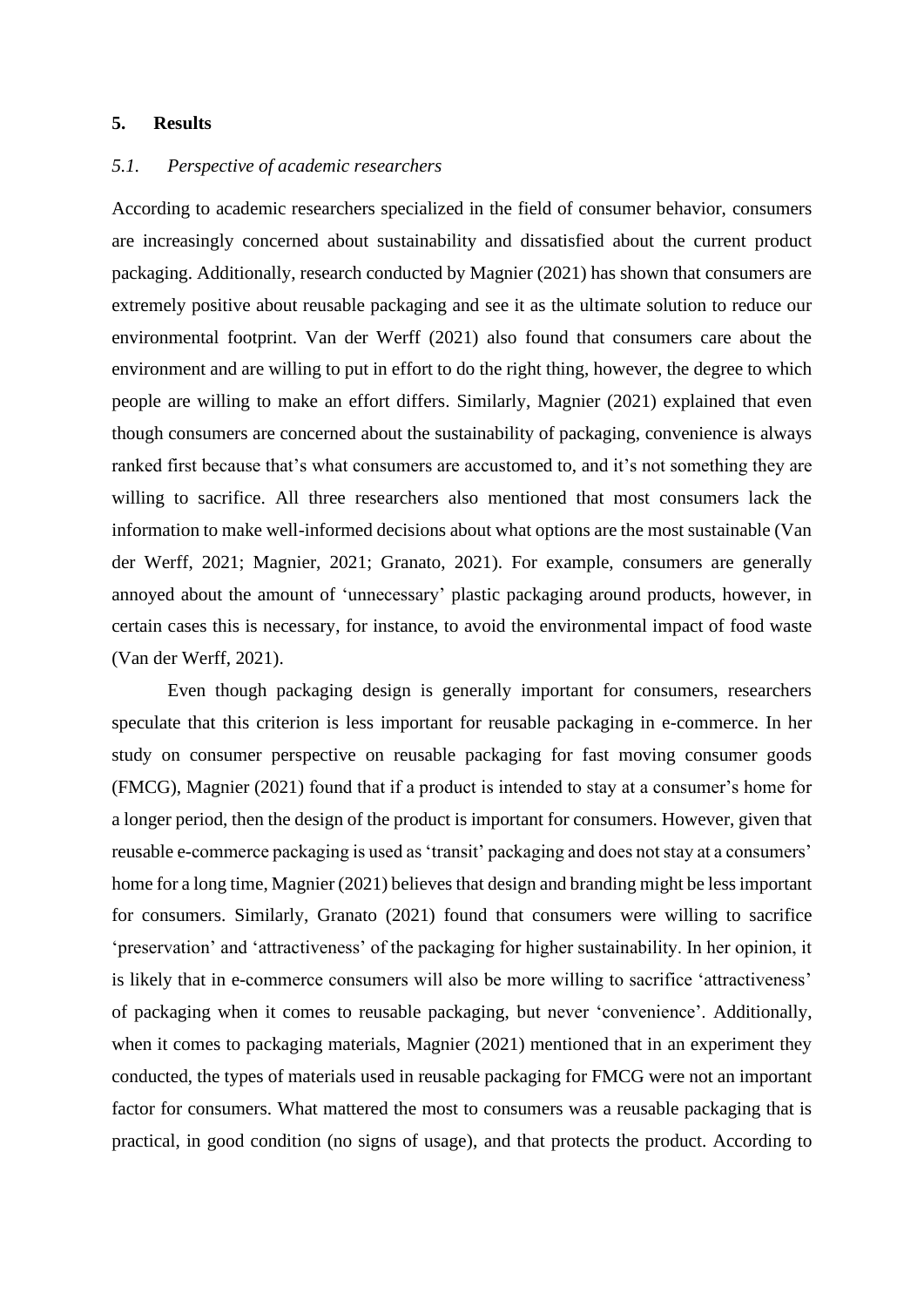## 5. Results

### *5.1. Perspective of academic researchers*

According to academic researchers specialized in the field of consumer behavior, consumers are increasingly concerned about sustainability and dissatisfied about the current product packaging. Additionally, research conducted by Magnier (2021) has shown that consumers are extremely positive about reusable packaging and see it as the ultimate solution to reduce our environmental footprint. Van der Werff (2021) also found that consumers care about the environment and are willing to put in effort to do the right thing, however, the degree to which people are willing to make an effort differs. Similarly, Magnier (2021) explained that even though consumers are concerned about the sustainability of packaging, convenience is always ranked first because that's what consumers are accustomed to, and it's not something they are willing to sacrifice. All three researchers also mentioned that most consumers lack the information to make well-informed decisions about what options are the most sustainable (Van der Werff, 2021; Magnier, 2021; Granato, 2021). For example, consumers are generally annoyed about the amount of 'unnecessary' plastic packaging around products, however, in certain cases this is necessary, for instance, to avoid the environmental impact of food waste (Van der Werff, 2021).

Even though packaging design is generally important for consumers, researchers speculate that this criterion is less important for reusable packaging in e-commerce. In her study on consumer perspective on reusable packaging for fast moving consumer goods (FMCG), Magnier (2021) found that if a product is intended to stay at a consumer's home for a longer period, then the design of the product is important for consumers. However, given that reusable e-commerce packaging is used as 'transit' packaging and does not stay at a consumers' home for a long time, Magnier (2021) believes that design and branding might be less important for consumers. Similarly, Granato (2021) found that consumers were willing to sacrifice 'preservation' and 'attractiveness' of the packaging for higher sustainability. In her opinion, it is likely that in e-commerce consumers will also be more willing to sacrifice 'attractiveness' of packaging when it comes to reusable packaging, but never 'convenience'. Additionally, when it comes to packaging materials, Magnier (2021) mentioned that in an experiment they conducted, the types of materials used in reusable packaging for FMCG were not an important factor for consumers. What mattered the most to consumers was a reusable packaging that is practical, in good condition (no signs of usage), and that protects the product. According to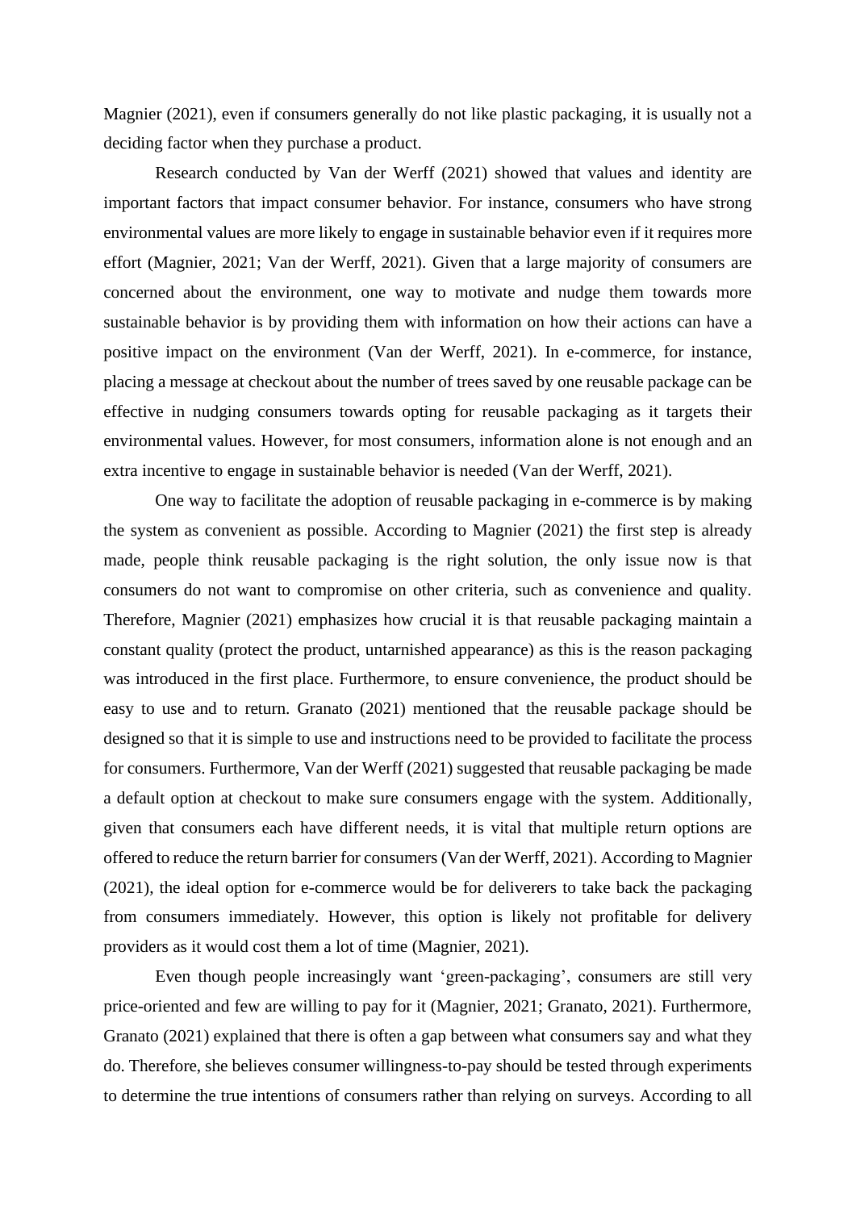Magnier (2021), even if consumers generally do not like plastic packaging, it is usually not a deciding factor when they purchase a product.

Research conducted by Van der Werff (2021) showed that values and identity are important factors that impact consumer behavior. For instance, consumers who have strong environmental values are more likely to engage in sustainable behavior even if it requires more effort (Magnier, 2021; Van der Werff, 2021). Given that a large majority of consumers are concerned about the environment, one way to motivate and nudge them towards more sustainable behavior is by providing them with information on how their actions can have a positive impact on the environment (Van der Werff, 2021). In e-commerce, for instance, placing a message at checkout about the number of trees saved by one reusable package can be effective in nudging consumers towards opting for reusable packaging as it targets their environmental values. However, for most consumers, information alone is not enough and an extra incentive to engage in sustainable behavior is needed (Van der Werff, 2021).

One way to facilitate the adoption of reusable packaging in e-commerce is by making the system as convenient as possible. According to Magnier (2021) the first step is already made, people think reusable packaging is the right solution, the only issue now is that consumers do not want to compromise on other criteria, such as convenience and quality. Therefore, Magnier (2021) emphasizes how crucial it is that reusable packaging maintain a constant quality (protect the product, untarnished appearance) as this is the reason packaging was introduced in the first place. Furthermore, to ensure convenience, the product should be easy to use and to return. Granato (2021) mentioned that the reusable package should be designed so that it is simple to use and instructions need to be provided to facilitate the process for consumers. Furthermore, Van der Werff (2021) suggested that reusable packaging be made a default option at checkout to make sure consumers engage with the system. Additionally, given that consumers each have different needs, it is vital that multiple return options are offered to reduce the return barrier for consumers (Van der Werff, 2021). According to Magnier (2021), the ideal option for e-commerce would be for deliverers to take back the packaging from consumers immediately. However, this option is likely not profitable for delivery providers as it would cost them a lot of time (Magnier, 2021).

Even though people increasingly want 'green-packaging', consumers are still very price-oriented and few are willing to pay for it (Magnier, 2021; Granato, 2021). Furthermore, Granato (2021) explained that there is often a gap between what consumers say and what they do. Therefore, she believes consumer willingness-to-pay should be tested through experiments to determine the true intentions of consumers rather than relying on surveys. According to all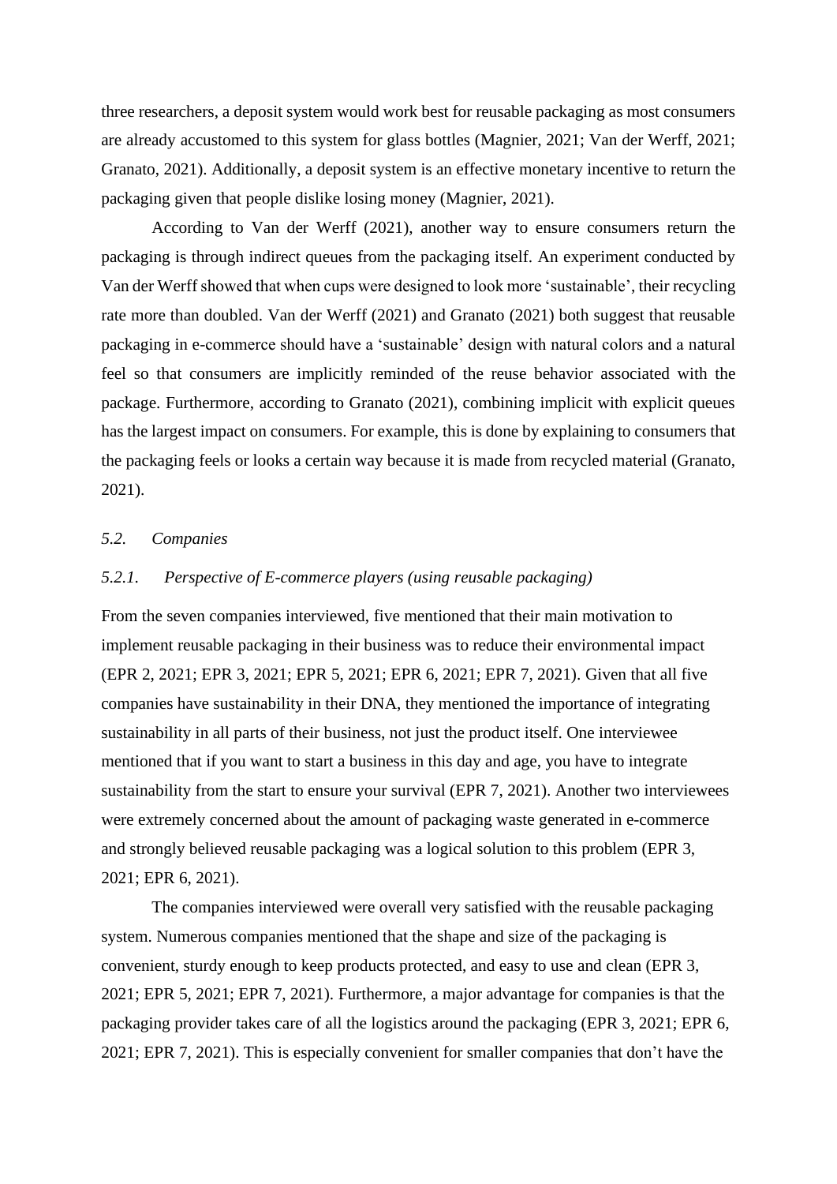three researchers, a deposit system would work best for reusable packaging as most consumers are already accustomed to this system for glass bottles (Magnier, 2021; Van der Werff, 2021; Granato, 2021). Additionally, a deposit system is an effective monetary incentive to return the packaging given that people dislike losing money (Magnier, 2021).

According to Van der Werff (2021), another way to ensure consumers return the packaging is through indirect queues from the packaging itself. An experiment conducted by Van der Werff showed that when cups were designed to look more 'sustainable', their recycling rate more than doubled. Van der Werff (2021) and Granato (2021) both suggest that reusable packaging in e-commerce should have a 'sustainable' design with natural colors and a natural feel so that consumers are implicitly reminded of the reuse behavior associated with the package. Furthermore, according to Granato (2021), combining implicit with explicit queues has the largest impact on consumers. For example, this is done by explaining to consumers that the packaging feels or looks a certain way because it is made from recycled material (Granato, 2021).

### *5.2. Companies*

#### *5.2.1. Perspective of E-commerce players (using reusable packaging)*

From the seven companies interviewed, five mentioned that their main motivation to implement reusable packaging in their business was to reduce their environmental impact (EPR 2, 2021; EPR 3, 2021; EPR 5, 2021; EPR 6, 2021; EPR 7, 2021). Given that all five companies have sustainability in their DNA, they mentioned the importance of integrating sustainability in all parts of their business, not just the product itself. One interviewee mentioned that if you want to start a business in this day and age, you have to integrate sustainability from the start to ensure your survival (EPR 7, 2021). Another two interviewees were extremely concerned about the amount of packaging waste generated in e-commerce and strongly believed reusable packaging was a logical solution to this problem (EPR 3, 2021; EPR 6, 2021).

The companies interviewed were overall very satisfied with the reusable packaging system. Numerous companies mentioned that the shape and size of the packaging is convenient, sturdy enough to keep products protected, and easy to use and clean (EPR 3, 2021; EPR 5, 2021; EPR 7, 2021). Furthermore, a major advantage for companies is that the packaging provider takes care of all the logistics around the packaging (EPR 3, 2021; EPR 6, 2021; EPR 7, 2021). This is especially convenient for smaller companies that don't have the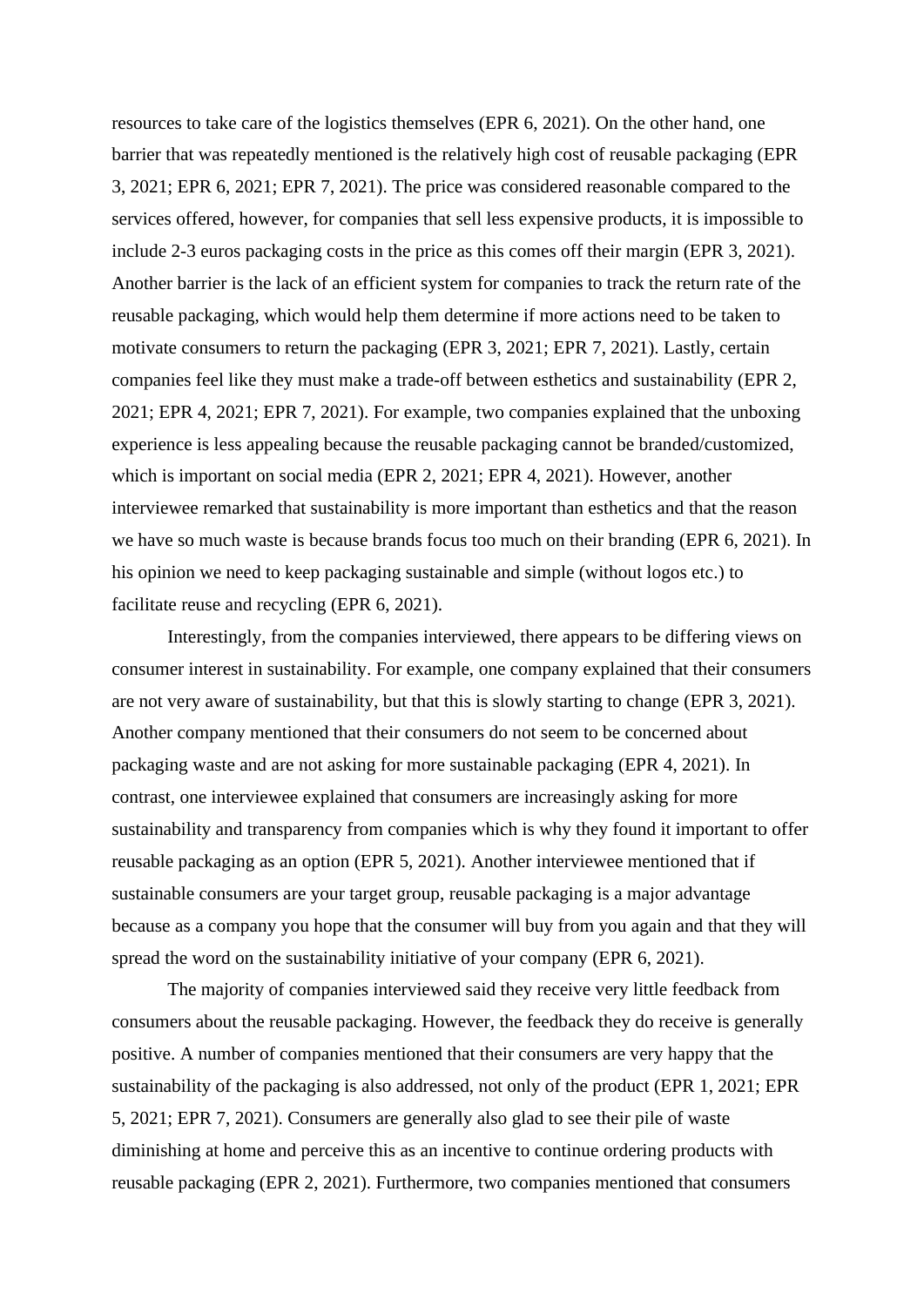resources to take care of the logistics themselves (EPR 6, 2021). On the other hand, one barrier that was repeatedly mentioned is the relatively high cost of reusable packaging (EPR 3, 2021; EPR 6, 2021; EPR 7, 2021). The price was considered reasonable compared to the services offered, however, for companies that sell less expensive products, it is impossible to include 2-3 euros packaging costs in the price as this comes off their margin (EPR 3, 2021). Another barrier is the lack of an efficient system for companies to track the return rate of the reusable packaging, which would help them determine if more actions need to be taken to motivate consumers to return the packaging (EPR 3, 2021; EPR 7, 2021). Lastly, certain companies feel like they must make a trade-off between esthetics and sustainability (EPR 2, 2021; EPR 4, 2021; EPR 7, 2021). For example, two companies explained that the unboxing experience is less appealing because the reusable packaging cannot be branded/customized, which is important on social media (EPR 2, 2021; EPR 4, 2021). However, another interviewee remarked that sustainability is more important than esthetics and that the reason we have so much waste is because brands focus too much on their branding (EPR 6, 2021). In his opinion we need to keep packaging sustainable and simple (without logos etc.) to facilitate reuse and recycling (EPR 6, 2021).

Interestingly, from the companies interviewed, there appears to be differing views on consumer interest in sustainability. For example, one company explained that their consumers are not very aware of sustainability, but that this is slowly starting to change (EPR 3, 2021). Another company mentioned that their consumers do not seem to be concerned about packaging waste and are not asking for more sustainable packaging (EPR 4, 2021). In contrast, one interviewee explained that consumers are increasingly asking for more sustainability and transparency from companies which is why they found it important to offer reusable packaging as an option (EPR 5, 2021). Another interviewee mentioned that if sustainable consumers are your target group, reusable packaging is a major advantage because as a company you hope that the consumer will buy from you again and that they will spread the word on the sustainability initiative of your company (EPR 6, 2021).

The majority of companies interviewed said they receive very little feedback from consumers about the reusable packaging. However, the feedback they do receive is generally positive. A number of companies mentioned that their consumers are very happy that the sustainability of the packaging is also addressed, not only of the product (EPR 1, 2021; EPR 5, 2021; EPR 7, 2021). Consumers are generally also glad to see their pile of waste diminishing at home and perceive this as an incentive to continue ordering products with reusable packaging (EPR 2, 2021). Furthermore, two companies mentioned that consumers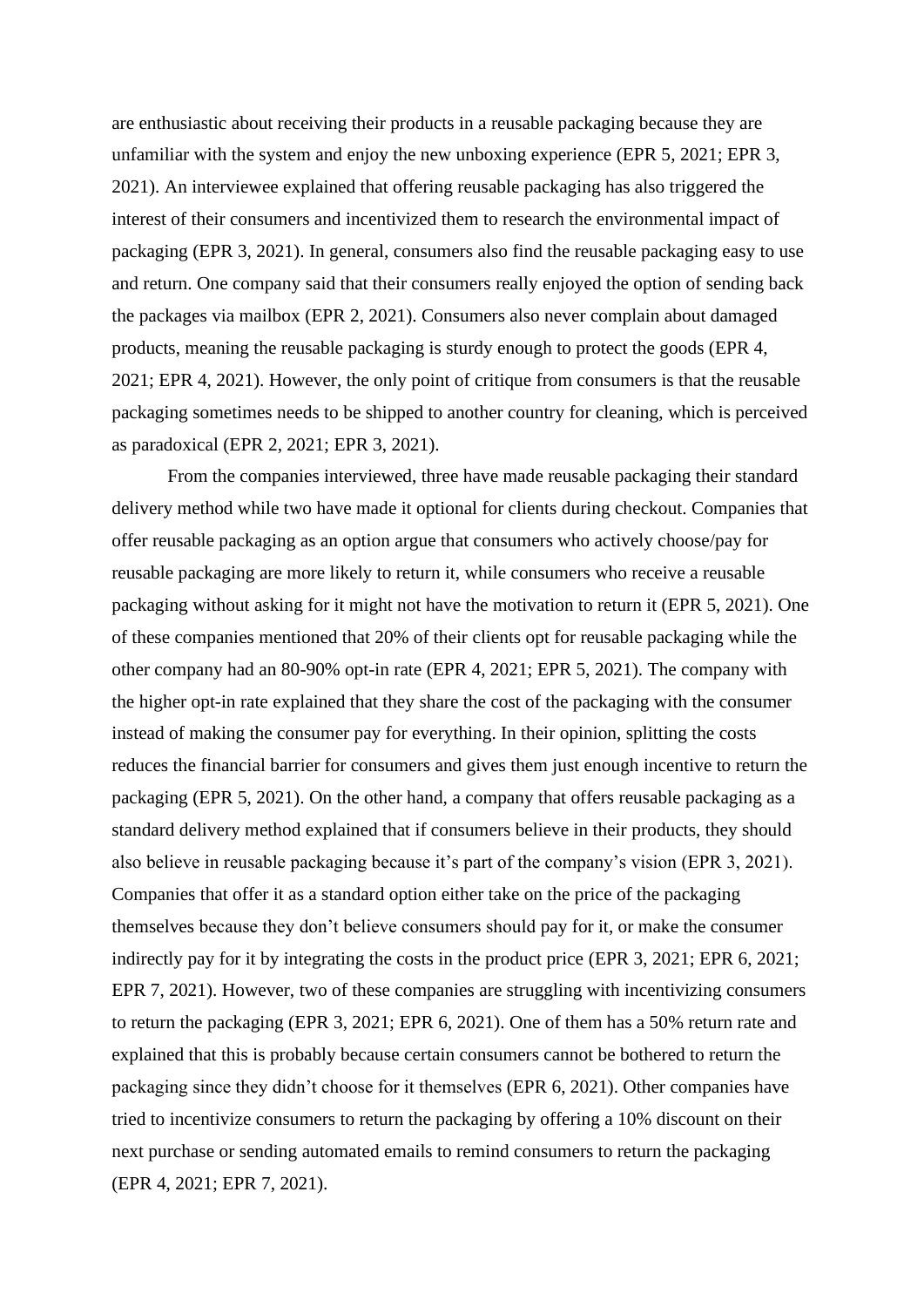are enthusiastic about receiving their products in a reusable packaging because they are unfamiliar with the system and enjoy the new unboxing experience (EPR 5, 2021; EPR 3, 2021). An interviewee explained that offering reusable packaging has also triggered the interest of their consumers and incentivized them to research the environmental impact of packaging (EPR 3, 2021). In general, consumers also find the reusable packaging easy to use and return. One company said that their consumers really enjoyed the option of sending back the packages via mailbox (EPR 2, 2021). Consumers also never complain about damaged products, meaning the reusable packaging is sturdy enough to protect the goods (EPR 4, 2021; EPR 4, 2021). However, the only point of critique from consumers is that the reusable packaging sometimes needs to be shipped to another country for cleaning, which is perceived as paradoxical (EPR 2, 2021; EPR 3, 2021).

From the companies interviewed, three have made reusable packaging their standard delivery method while two have made it optional for clients during checkout. Companies that offer reusable packaging as an option argue that consumers who actively choose/pay for reusable packaging are more likely to return it, while consumers who receive a reusable packaging without asking for it might not have the motivation to return it (EPR 5, 2021). One of these companies mentioned that 20% of their clients opt for reusable packaging while the other company had an 80-90% opt-in rate (EPR 4, 2021; EPR 5, 2021). The company with the higher opt-in rate explained that they share the cost of the packaging with the consumer instead of making the consumer pay for everything. In their opinion, splitting the costs reduces the financial barrier for consumers and gives them just enough incentive to return the packaging (EPR 5, 2021). On the other hand, a company that offers reusable packaging as a standard delivery method explained that if consumers believe in their products, they should also believe in reusable packaging because it's part of the company's vision (EPR 3, 2021). Companies that offer it as a standard option either take on the price of the packaging themselves because they don't believe consumers should pay for it, or make the consumer indirectly pay for it by integrating the costs in the product price (EPR 3, 2021; EPR 6, 2021; EPR 7, 2021). However, two of these companies are struggling with incentivizing consumers to return the packaging (EPR 3, 2021; EPR 6, 2021). One of them has a 50% return rate and explained that this is probably because certain consumers cannot be bothered to return the packaging since they didn't choose for it themselves (EPR 6, 2021). Other companies have tried to incentivize consumers to return the packaging by offering a 10% discount on their next purchase or sending automated emails to remind consumers to return the packaging (EPR 4, 2021; EPR 7, 2021).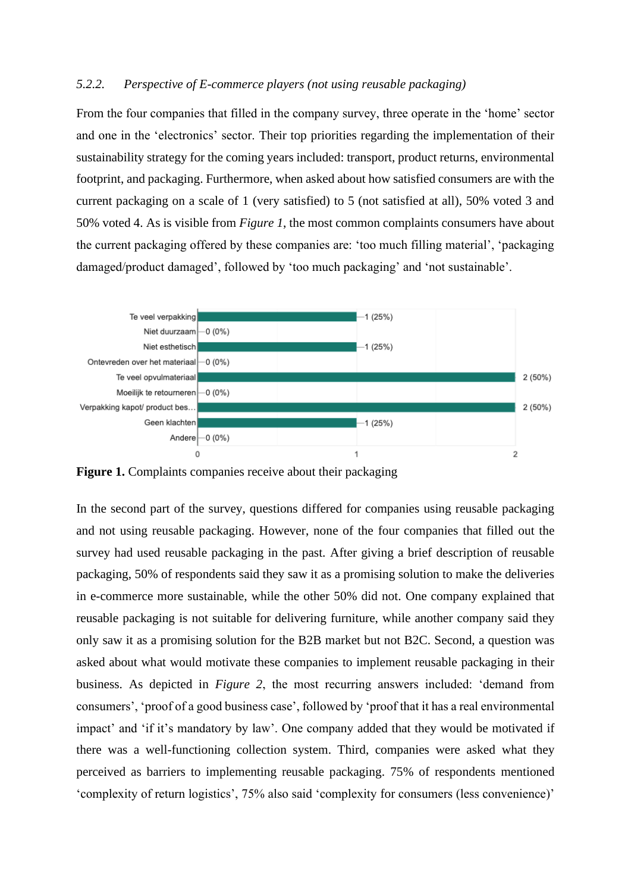### 5.2.2. *Perspective of E-commerce players (not using reusable packaging)*

From the four companies that filled in the company survey, three operate in the 'home' sector and one in the 'electronics' sector. Their top priorities regarding the implementation of their sustainability strategy for the coming years included: transport, product returns, environmental footprint, and packaging. Furthermore, when asked about how satisfied consumers are with the current packaging on a scale of 1 (very satisfied) to 5 (not satisfied at all), 50% voted 3 and 50% voted 4. As is visible from *Figure 1*, the most common complaints consumers have about the current packaging offered by these companies are: 'too much filling material', 'packaging damaged/product damaged', followed by 'too much packaging' and 'not sustainable'.

| Complaint | Count (%) |
|---|---|
| Te veel verpakking | 1 (25%) |
| Niet duurzaam | 0 (0%) |
| Niet esthetisch | 1 (25%) |
| Ontevreden over het materiaal | 0 (0%) |
| Te veel opvulmateriaal | 2 (50%) |
| Moeilijk te retourneren | 0 (0%) |
| Verpakking kapot/ product bes... | 2 (50%) |
| Geen klachten | 1 (25%) |
| Andere | 0 (0%) |

**Figure 1.** Complaints companies receive about their packaging

In the second part of the survey, questions differed for companies using reusable packaging and not using reusable packaging. However, none of the four companies that filled out the survey had used reusable packaging in the past. After giving a brief description of reusable packaging, 50% of respondents said they saw it as a promising solution to make the deliveries in e-commerce more sustainable, while the other 50% did not. One company explained that reusable packaging is not suitable for delivering furniture, while another company said they only saw it as a promising solution for the B2B market but not B2C. Second, a question was asked about what would motivate these companies to implement reusable packaging in their business. As depicted in *Figure 2*, the most recurring answers included: 'demand from consumers', 'proof of a good business case', followed by 'proof that it has a real environmental impact' and 'if it's mandatory by law'. One company added that they would be motivated if there was a well-functioning collection system. Third, companies were asked what they perceived as barriers to implementing reusable packaging. 75% of respondents mentioned 'complexity of return logistics', 75% also said 'complexity for consumers (less convenience)'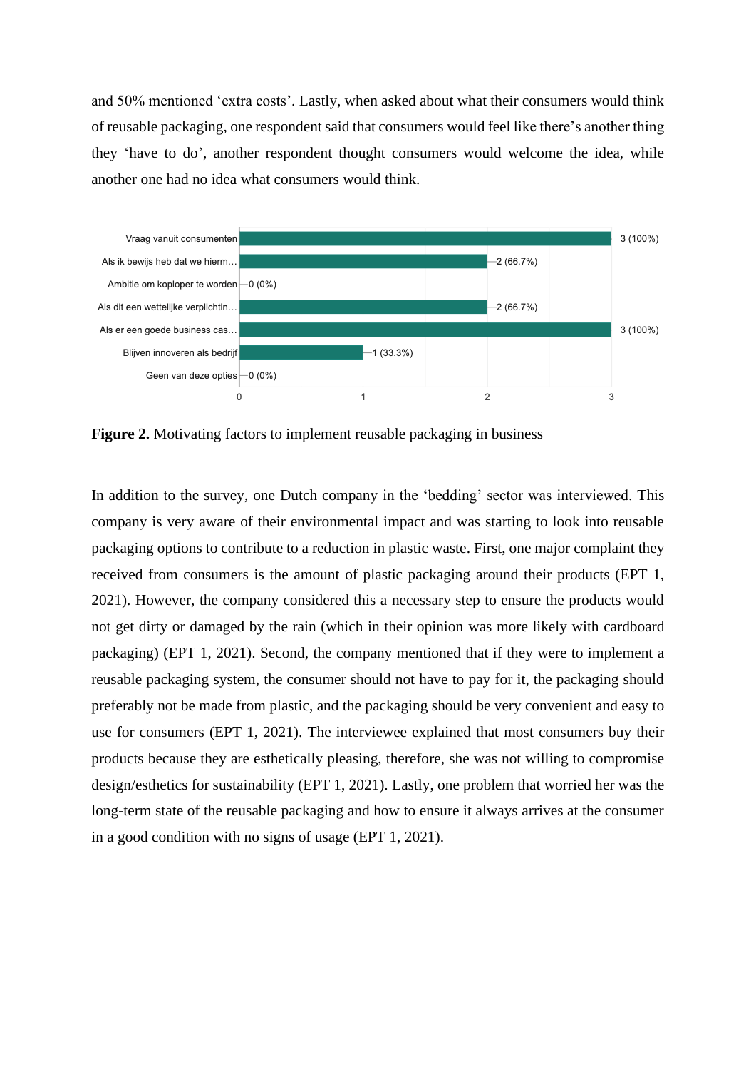and 50% mentioned ‘extra costs’. Lastly, when asked about what their consumers would think of reusable packaging, one respondent said that consumers would feel like there’s another thing they ‘have to do’, another respondent thought consumers would welcome the idea, while another one had no idea what consumers would think.

| Option | Responses |
|---|---|
| Vraag vanuit consumenten | 3 (100%) |
| Als ik bewijs heb dat we hierm… | 2 (66.7%) |
| Ambitie om koploper te worden | 0 (0%) |
| Als dit een wettelijke verplichtin… | 2 (66.7%) |
| Als er een goede business cas… | 3 (100%) |
| Blijven innoveren als bedrijf | 1 (33.3%) |
| Geen van deze opties | 0 (0%) |

**Figure 2.** Motivating factors to implement reusable packaging in business

In addition to the survey, one Dutch company in the ‘bedding’ sector was interviewed. This company is very aware of their environmental impact and was starting to look into reusable packaging options to contribute to a reduction in plastic waste. First, one major complaint they received from consumers is the amount of plastic packaging around their products (EPT 1, 2021). However, the company considered this a necessary step to ensure the products would not get dirty or damaged by the rain (which in their opinion was more likely with cardboard packaging) (EPT 1, 2021). Second, the company mentioned that if they were to implement a reusable packaging system, the consumer should not have to pay for it, the packaging should preferably not be made from plastic, and the packaging should be very convenient and easy to use for consumers (EPT 1, 2021). The interviewee explained that most consumers buy their products because they are esthetically pleasing, therefore, she was not willing to compromise design/esthetics for sustainability (EPT 1, 2021). Lastly, one problem that worried her was the long-term state of the reusable packaging and how to ensure it always arrives at the consumer in a good condition with no signs of usage (EPT 1, 2021).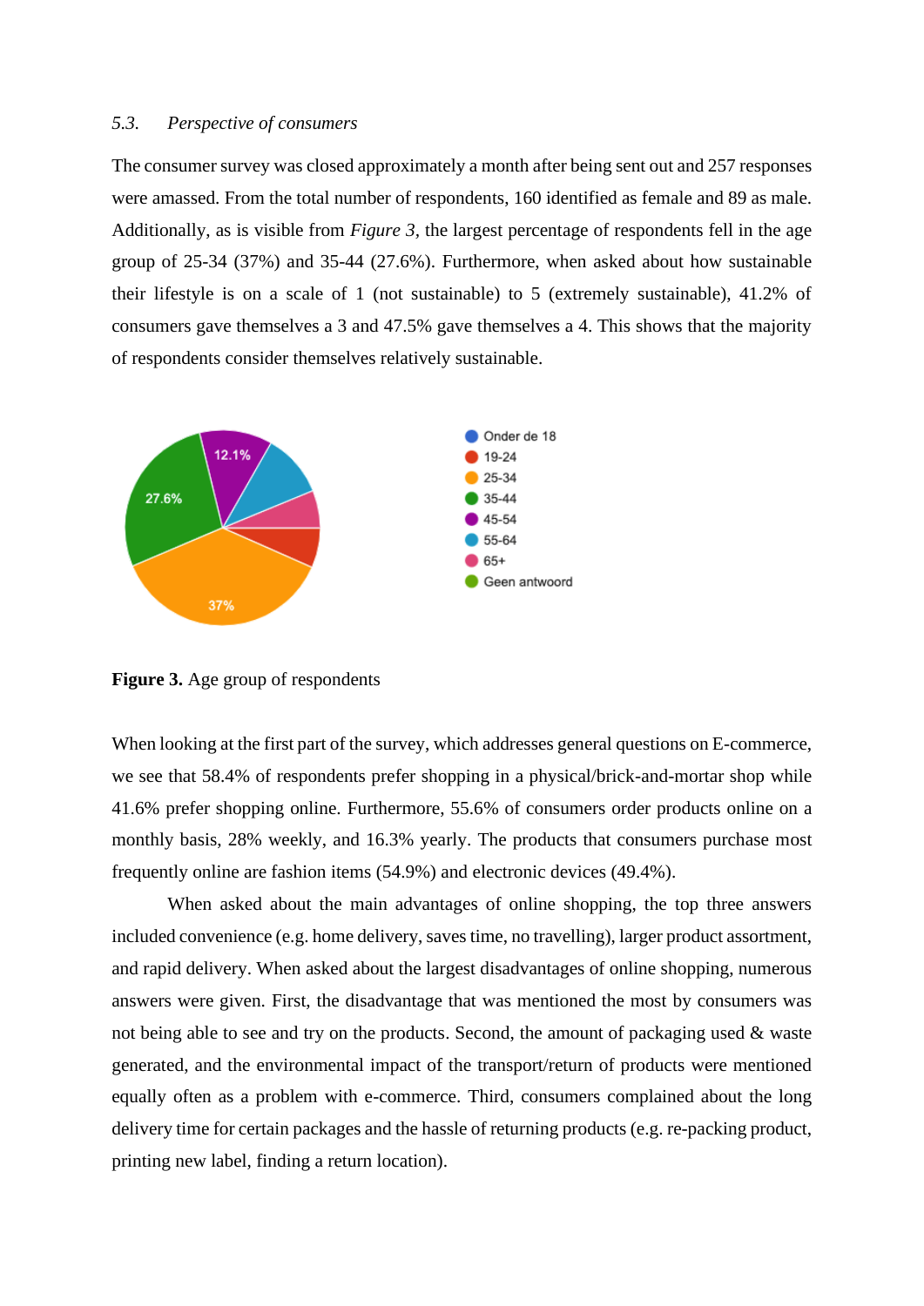### 5.3. *Perspective of consumers*

The consumer survey was closed approximately a month after being sent out and 257 responses were amassed. From the total number of respondents, 160 identified as female and 89 as male. Additionally, as is visible from *Figure 3*, the largest percentage of respondents fell in the age group of 25-34 (37%) and 35-44 (27.6%). Furthermore, when asked about how sustainable their lifestyle is on a scale of 1 (not sustainable) to 5 (extremely sustainable), 41.2% of consumers gave themselves a 3 and 47.5% gave themselves a 4. This shows that the majority of respondents consider themselves relatively sustainable.

**Figure 3.** Age group of respondents

When looking at the first part of the survey, which addresses general questions on E-commerce, we see that 58.4% of respondents prefer shopping in a physical/brick-and-mortar shop while 41.6% prefer shopping online. Furthermore, 55.6% of consumers order products online on a monthly basis, 28% weekly, and 16.3% yearly. The products that consumers purchase most frequently online are fashion items (54.9%) and electronic devices (49.4%).

When asked about the main advantages of online shopping, the top three answers included convenience (e.g. home delivery, saves time, no travelling), larger product assortment, and rapid delivery. When asked about the largest disadvantages of online shopping, numerous answers were given. First, the disadvantage that was mentioned the most by consumers was not being able to see and try on the products. Second, the amount of packaging used & waste generated, and the environmental impact of the transport/return of products were mentioned equally often as a problem with e-commerce. Third, consumers complained about the long delivery time for certain packages and the hassle of returning products (e.g. re-packing product, printing new label, finding a return location).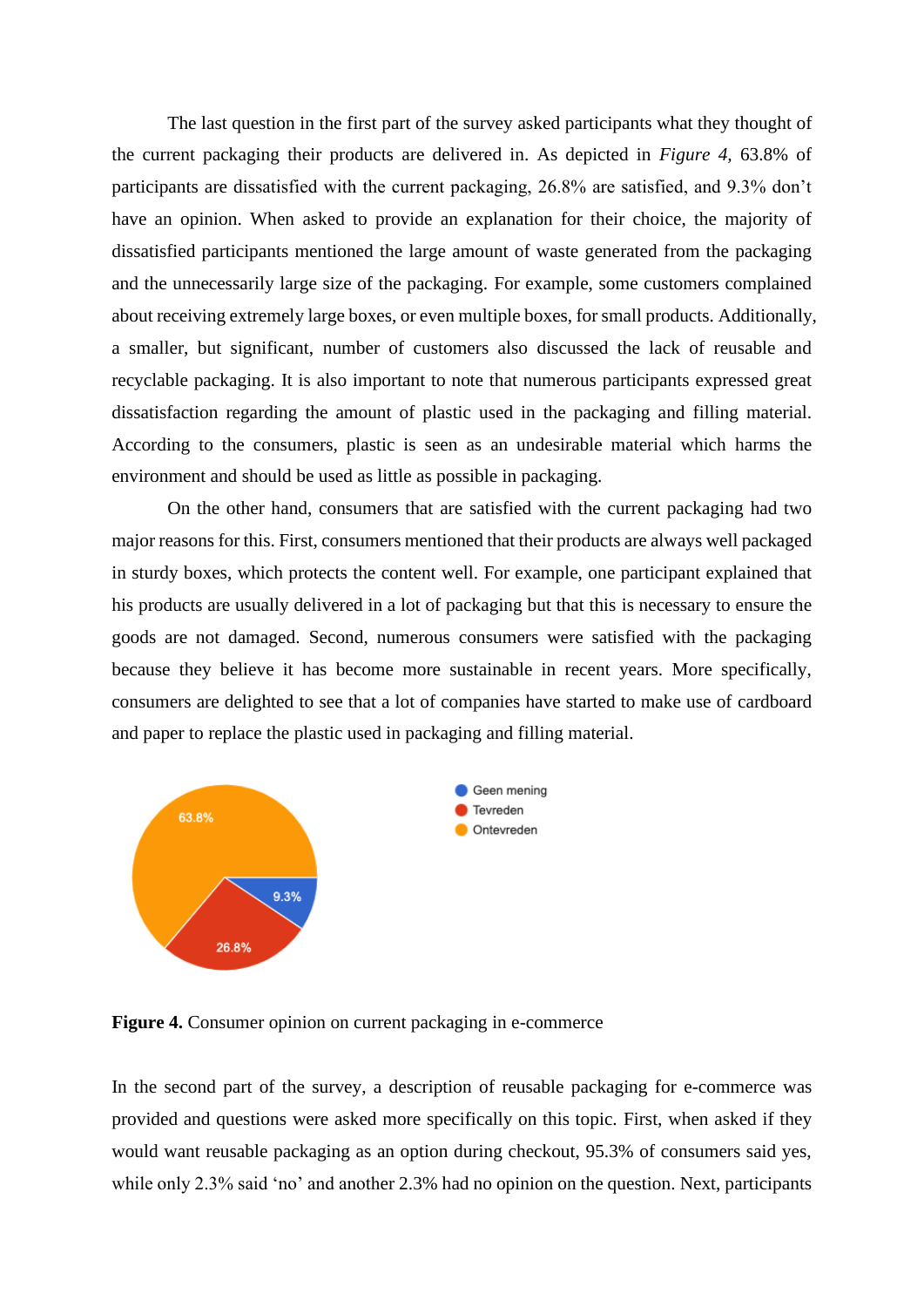The last question in the first part of the survey asked participants what they thought of the current packaging their products are delivered in. As depicted in *Figure 4,* 63.8% of participants are dissatisfied with the current packaging, 26.8% are satisfied, and 9.3% don't have an opinion. When asked to provide an explanation for their choice, the majority of dissatisfied participants mentioned the large amount of waste generated from the packaging and the unnecessarily large size of the packaging. For example, some customers complained about receiving extremely large boxes, or even multiple boxes, for small products. Additionally, a smaller, but significant, number of customers also discussed the lack of reusable and recyclable packaging. It is also important to note that numerous participants expressed great dissatisfaction regarding the amount of plastic used in the packaging and filling material. According to the consumers, plastic is seen as an undesirable material which harms the environment and should be used as little as possible in packaging.

On the other hand, consumers that are satisfied with the current packaging had two major reasons for this. First, consumers mentioned that their products are always well packaged in sturdy boxes, which protects the content well. For example, one participant explained that his products are usually delivered in a lot of packaging but that this is necessary to ensure the goods are not damaged. Second, numerous consumers were satisfied with the packaging because they believe it has become more sustainable in recent years. More specifically, consumers are delighted to see that a lot of companies have started to make use of cardboard and paper to replace the plastic used in packaging and filling material.

**Figure 4.** Consumer opinion on current packaging in e-commerce

In the second part of the survey, a description of reusable packaging for e-commerce was provided and questions were asked more specifically on this topic. First, when asked if they would want reusable packaging as an option during checkout, 95.3% of consumers said yes, while only 2.3% said 'no' and another 2.3% had no opinion on the question. Next, participants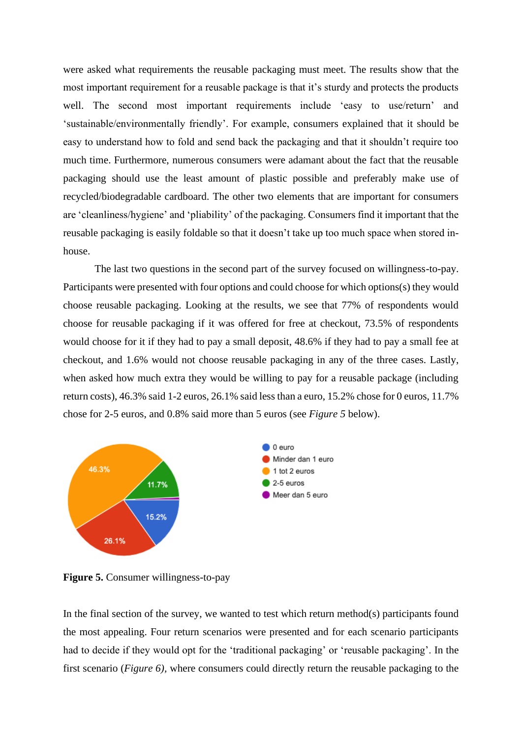were asked what requirements the reusable packaging must meet. The results show that the most important requirement for a reusable package is that it's sturdy and protects the products well. The second most important requirements include 'easy to use/return' and 'sustainable/environmentally friendly'. For example, consumers explained that it should be easy to understand how to fold and send back the packaging and that it shouldn't require too much time. Furthermore, numerous consumers were adamant about the fact that the reusable packaging should use the least amount of plastic possible and preferably make use of recycled/biodegradable cardboard. The other two elements that are important for consumers are 'cleanliness/hygiene' and 'pliability' of the packaging. Consumers find it important that the reusable packaging is easily foldable so that it doesn't take up too much space when stored in-house.

The last two questions in the second part of the survey focused on willingness-to-pay. Participants were presented with four options and could choose for which options(s) they would choose reusable packaging. Looking at the results, we see that 77% of respondents would choose for reusable packaging if it was offered for free at checkout, 73.5% of respondents would choose for it if they had to pay a small deposit, 48.6% if they had to pay a small fee at checkout, and 1.6% would not choose reusable packaging in any of the three cases. Lastly, when asked how much extra they would be willing to pay for a reusable package (including return costs), 46.3% said 1-2 euros, 26.1% said less than a euro, 15.2% chose for 0 euros, 11.7% chose for 2-5 euros, and 0.8% said more than 5 euros (see *Figure 5* below).

**Figure 5.** Consumer willingness-to-pay

In the final section of the survey, we wanted to test which return method(s) participants found the most appealing. Four return scenarios were presented and for each scenario participants had to decide if they would opt for the 'traditional packaging' or 'reusable packaging'. In the first scenario (*Figure 6*), where consumers could directly return the reusable packaging to the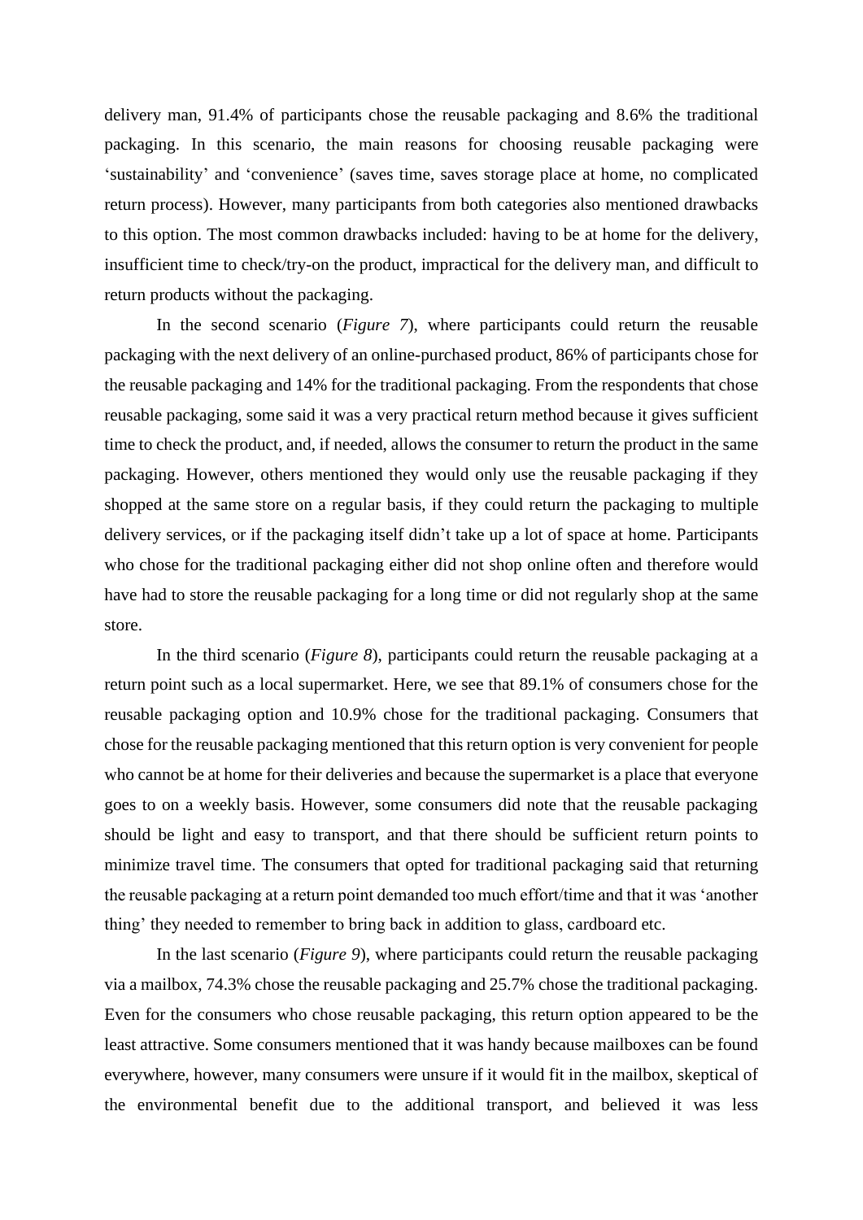delivery man, 91.4% of participants chose the reusable packaging and 8.6% the traditional packaging. In this scenario, the main reasons for choosing reusable packaging were 'sustainability' and 'convenience' (saves time, saves storage place at home, no complicated return process). However, many participants from both categories also mentioned drawbacks to this option. The most common drawbacks included: having to be at home for the delivery, insufficient time to check/try-on the product, impractical for the delivery man, and difficult to return products without the packaging.

In the second scenario (*Figure 7*), where participants could return the reusable packaging with the next delivery of an online-purchased product, 86% of participants chose for the reusable packaging and 14% for the traditional packaging. From the respondents that chose reusable packaging, some said it was a very practical return method because it gives sufficient time to check the product, and, if needed, allows the consumer to return the product in the same packaging. However, others mentioned they would only use the reusable packaging if they shopped at the same store on a regular basis, if they could return the packaging to multiple delivery services, or if the packaging itself didn't take up a lot of space at home. Participants who chose for the traditional packaging either did not shop online often and therefore would have had to store the reusable packaging for a long time or did not regularly shop at the same store.

In the third scenario (*Figure 8*), participants could return the reusable packaging at a return point such as a local supermarket. Here, we see that 89.1% of consumers chose for the reusable packaging option and 10.9% chose for the traditional packaging. Consumers that chose for the reusable packaging mentioned that this return option is very convenient for people who cannot be at home for their deliveries and because the supermarket is a place that everyone goes to on a weekly basis. However, some consumers did note that the reusable packaging should be light and easy to transport, and that there should be sufficient return points to minimize travel time. The consumers that opted for traditional packaging said that returning the reusable packaging at a return point demanded too much effort/time and that it was 'another thing' they needed to remember to bring back in addition to glass, cardboard etc.

In the last scenario (*Figure 9*), where participants could return the reusable packaging via a mailbox, 74.3% chose the reusable packaging and 25.7% chose the traditional packaging. Even for the consumers who chose reusable packaging, this return option appeared to be the least attractive. Some consumers mentioned that it was handy because mailboxes can be found everywhere, however, many consumers were unsure if it would fit in the mailbox, skeptical of the environmental benefit due to the additional transport, and believed it was less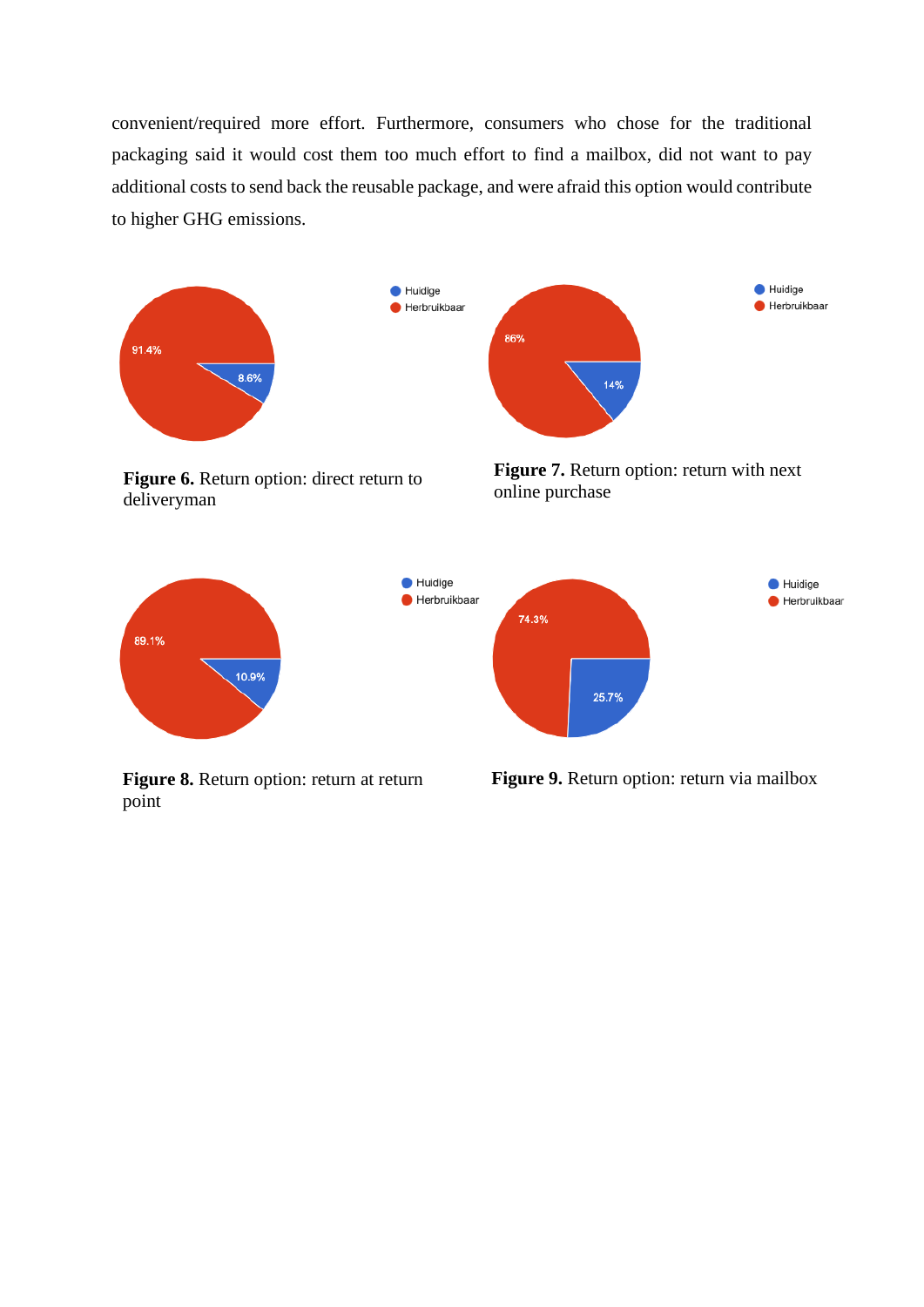convenient/required more effort. Furthermore, consumers who chose for the traditional packaging said it would cost them too much effort to find a mailbox, did not want to pay additional costs to send back the reusable package, and were afraid this option would contribute to higher GHG emissions.

**Figure 6.** Return option: direct return to deliveryman

**Figure 7.** Return option: return with next online purchase

**Figure 8.** Return option: return at return point

**Figure 9.** Return option: return via mailbox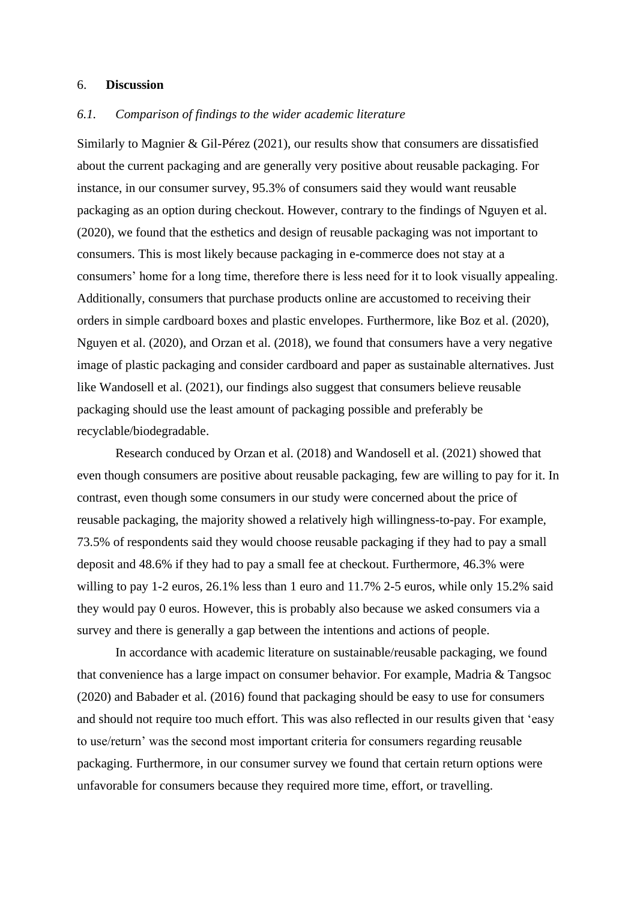## 6. **Discussion**

### *6.1. Comparison of findings to the wider academic literature*

Similarly to Magnier & Gil-Pérez (2021), our results show that consumers are dissatisfied about the current packaging and are generally very positive about reusable packaging. For instance, in our consumer survey, 95.3% of consumers said they would want reusable packaging as an option during checkout. However, contrary to the findings of Nguyen et al. (2020), we found that the esthetics and design of reusable packaging was not important to consumers. This is most likely because packaging in e-commerce does not stay at a consumers' home for a long time, therefore there is less need for it to look visually appealing. Additionally, consumers that purchase products online are accustomed to receiving their orders in simple cardboard boxes and plastic envelopes. Furthermore, like Boz et al. (2020), Nguyen et al. (2020), and Orzan et al. (2018), we found that consumers have a very negative image of plastic packaging and consider cardboard and paper as sustainable alternatives. Just like Wandosell et al. (2021), our findings also suggest that consumers believe reusable packaging should use the least amount of packaging possible and preferably be recyclable/biodegradable.

Research conduced by Orzan et al. (2018) and Wandosell et al. (2021) showed that even though consumers are positive about reusable packaging, few are willing to pay for it. In contrast, even though some consumers in our study were concerned about the price of reusable packaging, the majority showed a relatively high willingness-to-pay. For example, 73.5% of respondents said they would choose reusable packaging if they had to pay a small deposit and 48.6% if they had to pay a small fee at checkout. Furthermore, 46.3% were willing to pay 1-2 euros, 26.1% less than 1 euro and 11.7% 2-5 euros, while only 15.2% said they would pay 0 euros. However, this is probably also because we asked consumers via a survey and there is generally a gap between the intentions and actions of people.

In accordance with academic literature on sustainable/reusable packaging, we found that convenience has a large impact on consumer behavior. For example, Madria & Tangsoc (2020) and Babader et al. (2016) found that packaging should be easy to use for consumers and should not require too much effort. This was also reflected in our results given that 'easy to use/return' was the second most important criteria for consumers regarding reusable packaging. Furthermore, in our consumer survey we found that certain return options were unfavorable for consumers because they required more time, effort, or travelling.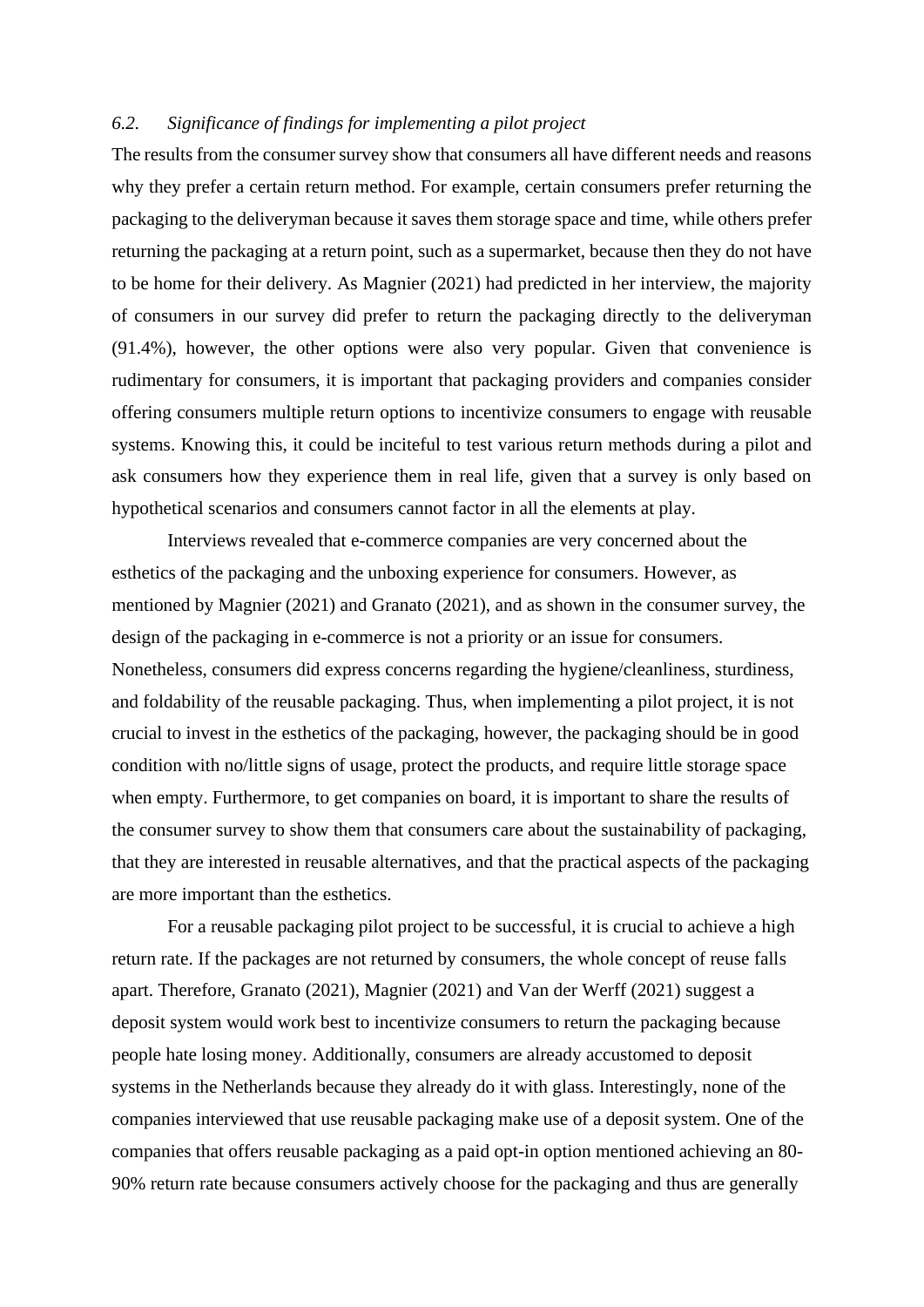### *6.2. Significance of findings for implementing a pilot project*

The results from the consumer survey show that consumers all have different needs and reasons why they prefer a certain return method. For example, certain consumers prefer returning the packaging to the deliveryman because it saves them storage space and time, while others prefer returning the packaging at a return point, such as a supermarket, because then they do not have to be home for their delivery. As Magnier (2021) had predicted in her interview, the majority of consumers in our survey did prefer to return the packaging directly to the deliveryman (91.4%), however, the other options were also very popular. Given that convenience is rudimentary for consumers, it is important that packaging providers and companies consider offering consumers multiple return options to incentivize consumers to engage with reusable systems. Knowing this, it could be inciteful to test various return methods during a pilot and ask consumers how they experience them in real life, given that a survey is only based on hypothetical scenarios and consumers cannot factor in all the elements at play.

Interviews revealed that e-commerce companies are very concerned about the esthetics of the packaging and the unboxing experience for consumers. However, as mentioned by Magnier (2021) and Granato (2021), and as shown in the consumer survey, the design of the packaging in e-commerce is not a priority or an issue for consumers. Nonetheless, consumers did express concerns regarding the hygiene/cleanliness, sturdiness, and foldability of the reusable packaging. Thus, when implementing a pilot project, it is not crucial to invest in the esthetics of the packaging, however, the packaging should be in good condition with no/little signs of usage, protect the products, and require little storage space when empty. Furthermore, to get companies on board, it is important to share the results of the consumer survey to show them that consumers care about the sustainability of packaging, that they are interested in reusable alternatives, and that the practical aspects of the packaging are more important than the esthetics.

For a reusable packaging pilot project to be successful, it is crucial to achieve a high return rate. If the packages are not returned by consumers, the whole concept of reuse falls apart. Therefore, Granato (2021), Magnier (2021) and Van der Werff (2021) suggest a deposit system would work best to incentivize consumers to return the packaging because people hate losing money. Additionally, consumers are already accustomed to deposit systems in the Netherlands because they already do it with glass. Interestingly, none of the companies interviewed that use reusable packaging make use of a deposit system. One of the companies that offers reusable packaging as a paid opt-in option mentioned achieving an 80-90% return rate because consumers actively choose for the packaging and thus are generally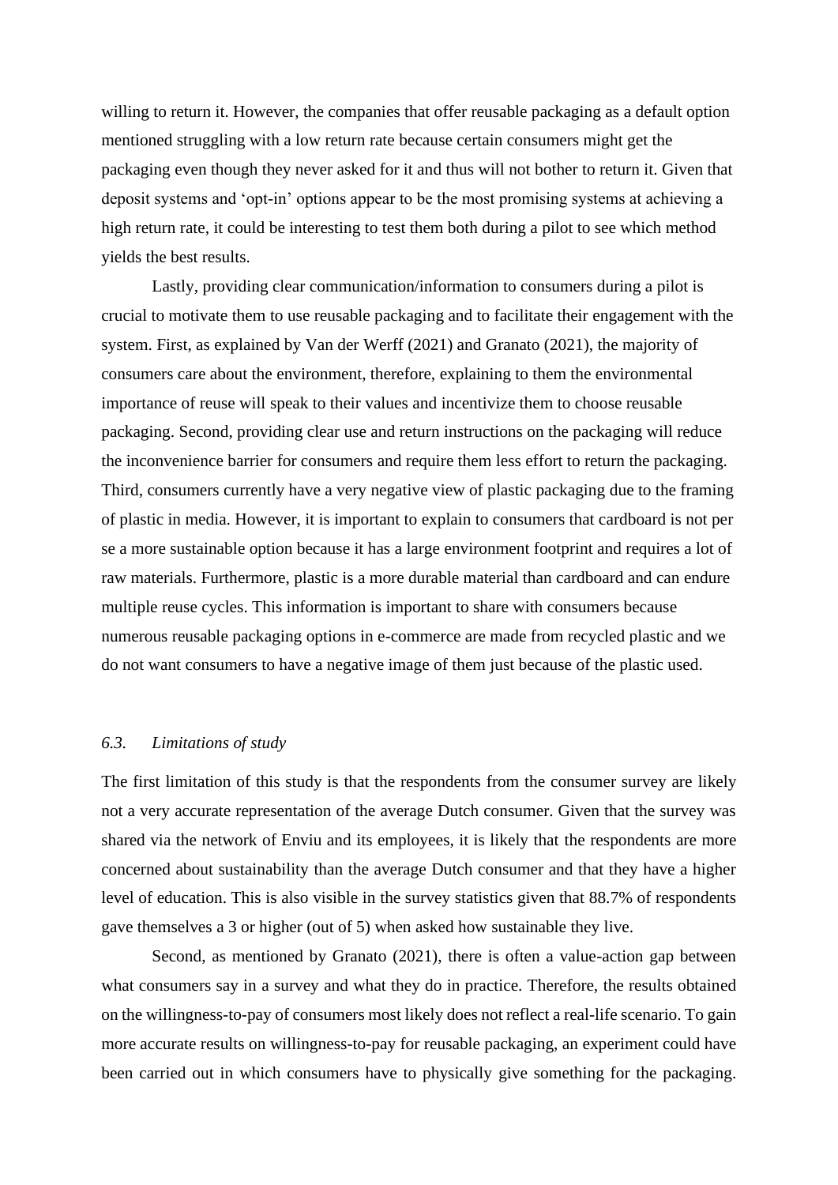willing to return it. However, the companies that offer reusable packaging as a default option mentioned struggling with a low return rate because certain consumers might get the packaging even though they never asked for it and thus will not bother to return it. Given that deposit systems and 'opt-in' options appear to be the most promising systems at achieving a high return rate, it could be interesting to test them both during a pilot to see which method yields the best results.

Lastly, providing clear communication/information to consumers during a pilot is crucial to motivate them to use reusable packaging and to facilitate their engagement with the system. First, as explained by Van der Werff (2021) and Granato (2021), the majority of consumers care about the environment, therefore, explaining to them the environmental importance of reuse will speak to their values and incentivize them to choose reusable packaging. Second, providing clear use and return instructions on the packaging will reduce the inconvenience barrier for consumers and require them less effort to return the packaging. Third, consumers currently have a very negative view of plastic packaging due to the framing of plastic in media. However, it is important to explain to consumers that cardboard is not per se a more sustainable option because it has a large environment footprint and requires a lot of raw materials. Furthermore, plastic is a more durable material than cardboard and can endure multiple reuse cycles. This information is important to share with consumers because numerous reusable packaging options in e-commerce are made from recycled plastic and we do not want consumers to have a negative image of them just because of the plastic used.

### *6.3. Limitations of study*

The first limitation of this study is that the respondents from the consumer survey are likely not a very accurate representation of the average Dutch consumer. Given that the survey was shared via the network of Enviu and its employees, it is likely that the respondents are more concerned about sustainability than the average Dutch consumer and that they have a higher level of education. This is also visible in the survey statistics given that 88.7% of respondents gave themselves a 3 or higher (out of 5) when asked how sustainable they live.

Second, as mentioned by Granato (2021), there is often a value-action gap between what consumers say in a survey and what they do in practice. Therefore, the results obtained on the willingness-to-pay of consumers most likely does not reflect a real-life scenario. To gain more accurate results on willingness-to-pay for reusable packaging, an experiment could have been carried out in which consumers have to physically give something for the packaging.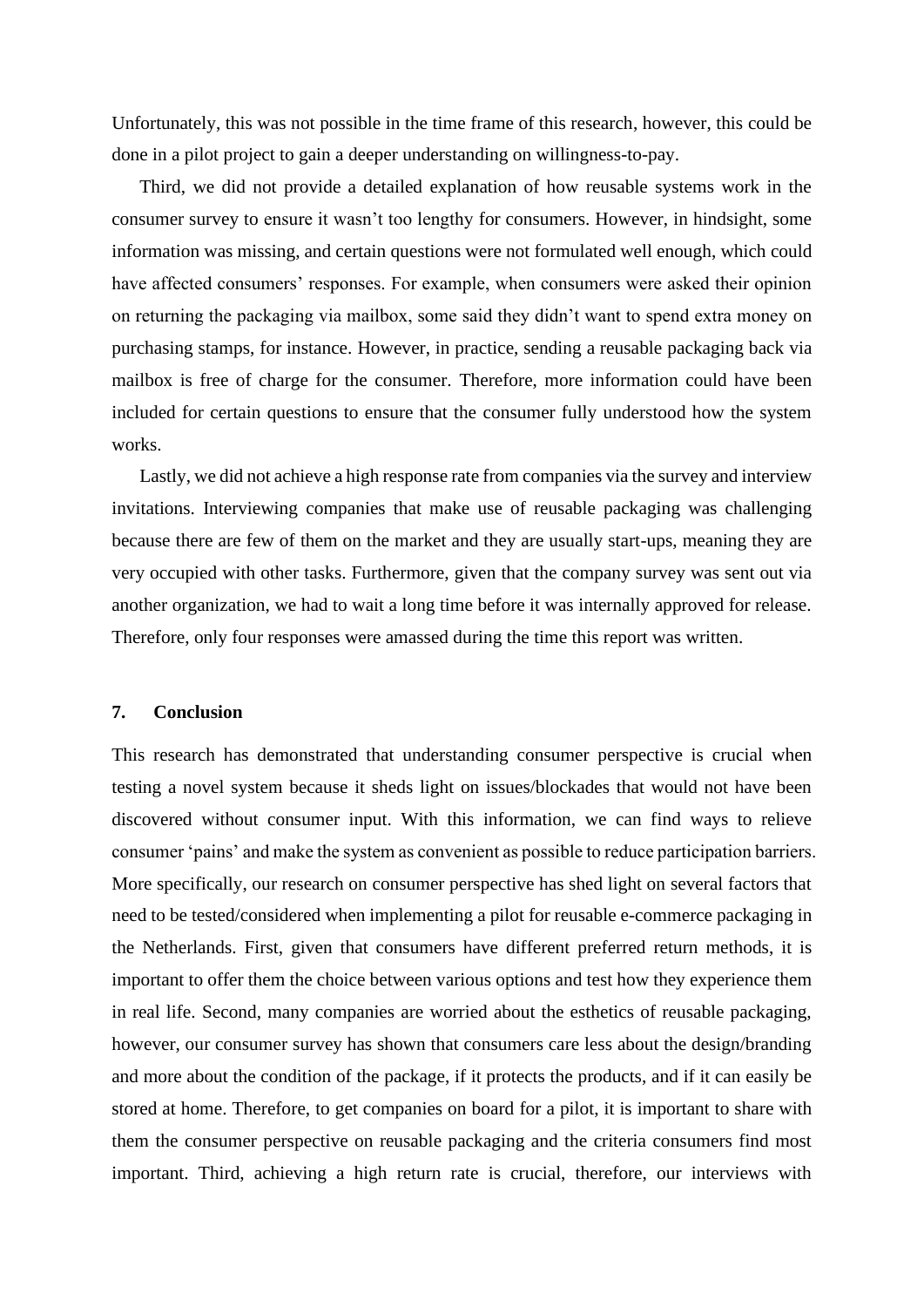Unfortunately, this was not possible in the time frame of this research, however, this could be done in a pilot project to gain a deeper understanding on willingness-to-pay.

Third, we did not provide a detailed explanation of how reusable systems work in the consumer survey to ensure it wasn't too lengthy for consumers. However, in hindsight, some information was missing, and certain questions were not formulated well enough, which could have affected consumers' responses. For example, when consumers were asked their opinion on returning the packaging via mailbox, some said they didn't want to spend extra money on purchasing stamps, for instance. However, in practice, sending a reusable packaging back via mailbox is free of charge for the consumer. Therefore, more information could have been included for certain questions to ensure that the consumer fully understood how the system works.

Lastly, we did not achieve a high response rate from companies via the survey and interview invitations. Interviewing companies that make use of reusable packaging was challenging because there are few of them on the market and they are usually start-ups, meaning they are very occupied with other tasks. Furthermore, given that the company survey was sent out via another organization, we had to wait a long time before it was internally approved for release. Therefore, only four responses were amassed during the time this report was written.

## 7. Conclusion

This research has demonstrated that understanding consumer perspective is crucial when testing a novel system because it sheds light on issues/blockades that would not have been discovered without consumer input. With this information, we can find ways to relieve consumer 'pains' and make the system as convenient as possible to reduce participation barriers. More specifically, our research on consumer perspective has shed light on several factors that need to be tested/considered when implementing a pilot for reusable e-commerce packaging in the Netherlands. First, given that consumers have different preferred return methods, it is important to offer them the choice between various options and test how they experience them in real life. Second, many companies are worried about the esthetics of reusable packaging, however, our consumer survey has shown that consumers care less about the design/branding and more about the condition of the package, if it protects the products, and if it can easily be stored at home. Therefore, to get companies on board for a pilot, it is important to share with them the consumer perspective on reusable packaging and the criteria consumers find most important. Third, achieving a high return rate is crucial, therefore, our interviews with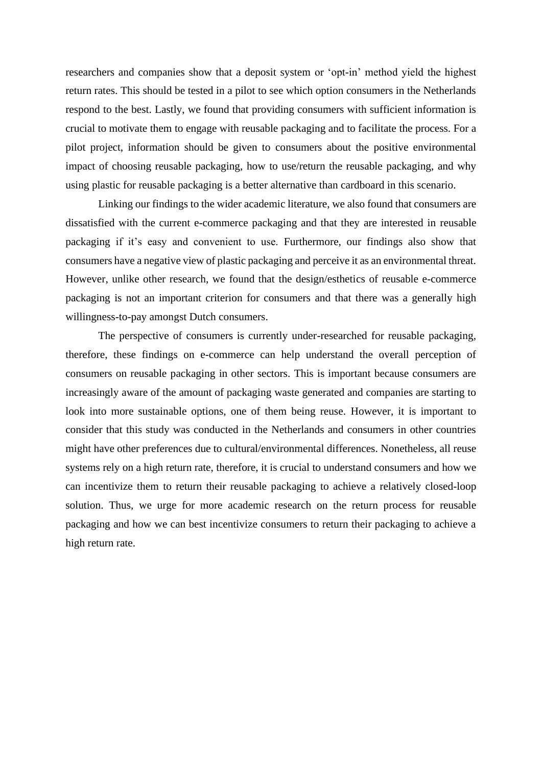researchers and companies show that a deposit system or 'opt-in' method yield the highest return rates. This should be tested in a pilot to see which option consumers in the Netherlands respond to the best. Lastly, we found that providing consumers with sufficient information is crucial to motivate them to engage with reusable packaging and to facilitate the process. For a pilot project, information should be given to consumers about the positive environmental impact of choosing reusable packaging, how to use/return the reusable packaging, and why using plastic for reusable packaging is a better alternative than cardboard in this scenario.

Linking our findings to the wider academic literature, we also found that consumers are dissatisfied with the current e-commerce packaging and that they are interested in reusable packaging if it's easy and convenient to use. Furthermore, our findings also show that consumers have a negative view of plastic packaging and perceive it as an environmental threat. However, unlike other research, we found that the design/esthetics of reusable e-commerce packaging is not an important criterion for consumers and that there was a generally high willingness-to-pay amongst Dutch consumers.

The perspective of consumers is currently under-researched for reusable packaging, therefore, these findings on e-commerce can help understand the overall perception of consumers on reusable packaging in other sectors. This is important because consumers are increasingly aware of the amount of packaging waste generated and companies are starting to look into more sustainable options, one of them being reuse. However, it is important to consider that this study was conducted in the Netherlands and consumers in other countries might have other preferences due to cultural/environmental differences. Nonetheless, all reuse systems rely on a high return rate, therefore, it is crucial to understand consumers and how we can incentivize them to return their reusable packaging to achieve a relatively closed-loop solution. Thus, we urge for more academic research on the return process for reusable packaging and how we can best incentivize consumers to return their packaging to achieve a high return rate.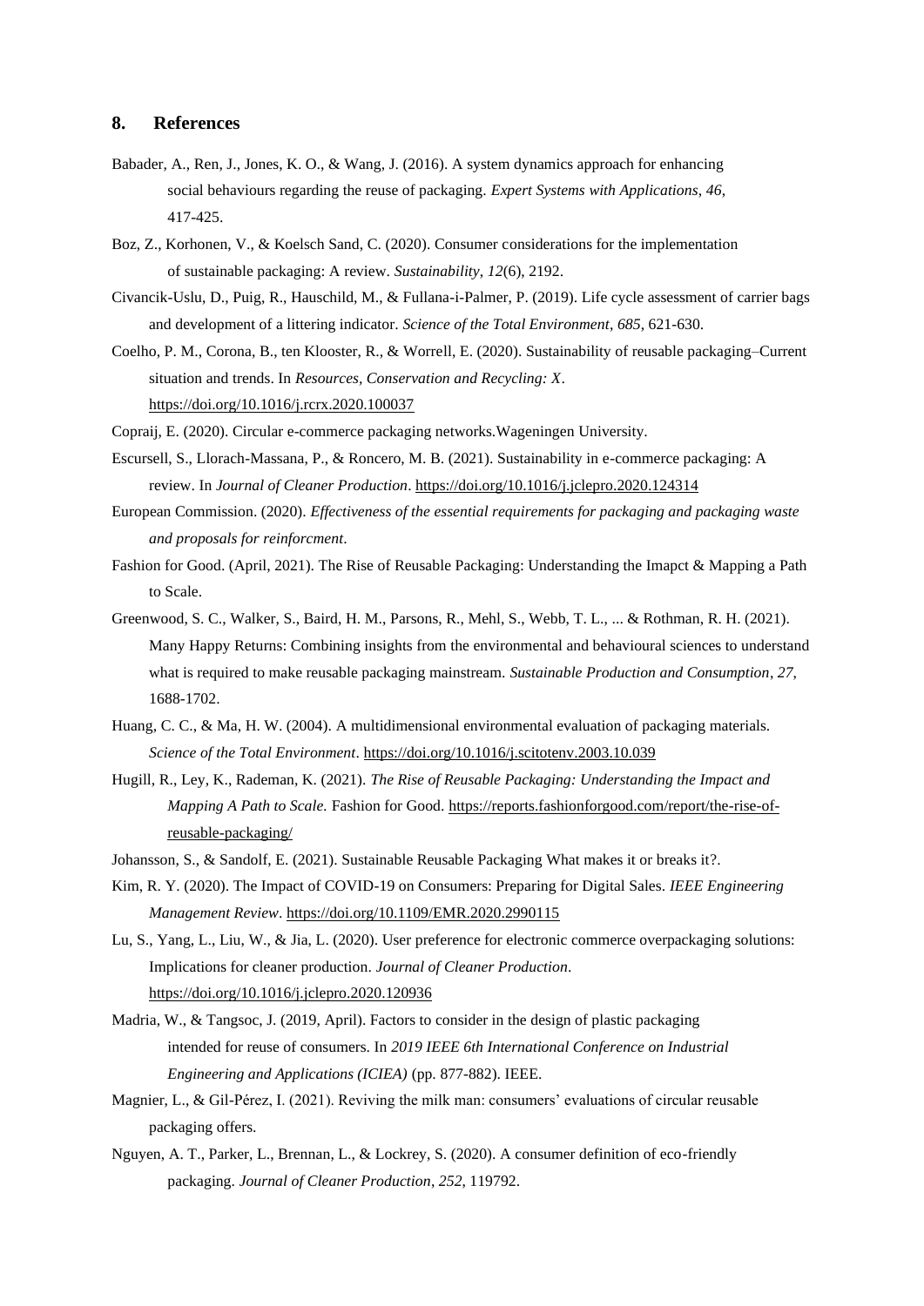## 8. References

Babader, A., Ren, J., Jones, K. O., & Wang, J. (2016). A system dynamics approach for enhancing social behaviours regarding the reuse of packaging. *Expert Systems with Applications*, *46*, 417-425.

Boz, Z., Korhonen, V., & Koelsch Sand, C. (2020). Consumer considerations for the implementation of sustainable packaging: A review. *Sustainability*, *12*(6), 2192.

Civancik-Uslu, D., Puig, R., Hauschild, M., & Fullana-i-Palmer, P. (2019). Life cycle assessment of carrier bags and development of a littering indicator. *Science of the Total Environment*, *685*, 621-630.

Coelho, P. M., Corona, B., ten Klooster, R., & Worrell, E. (2020). Sustainability of reusable packaging–Current situation and trends. In *Resources, Conservation and Recycling: X*. https://doi.org/10.1016/j.rcrx.2020.100037

Copraij, E. (2020). Circular e-commerce packaging networks.Wageningen University.

Escursell, S., Llorach-Massana, P., & Roncero, M. B. (2021). Sustainability in e-commerce packaging: A review. In *Journal of Cleaner Production*. https://doi.org/10.1016/j.jclepro.2020.124314

European Commission. (2020). *Effectiveness of the essential requirements for packaging and packaging waste and proposals for reinforcment*.

Fashion for Good. (April, 2021). The Rise of Reusable Packaging: Understanding the Imapct & Mapping a Path to Scale.

Greenwood, S. C., Walker, S., Baird, H. M., Parsons, R., Mehl, S., Webb, T. L., ... & Rothman, R. H. (2021). Many Happy Returns: Combining insights from the environmental and behavioural sciences to understand what is required to make reusable packaging mainstream. *Sustainable Production and Consumption*, *27*, 1688-1702.

Huang, C. C., & Ma, H. W. (2004). A multidimensional environmental evaluation of packaging materials. *Science of the Total Environment*. https://doi.org/10.1016/j.scitotenv.2003.10.039

Hugill, R., Ley, K., Rademan, K. (2021). *The Rise of Reusable Packaging: Understanding the Impact and Mapping A Path to Scale.* Fashion for Good. https://reports.fashionforgood.com/report/the-rise-of-reusable-packaging/

Johansson, S., & Sandolf, E. (2021). Sustainable Reusable Packaging What makes it or breaks it?.

Kim, R. Y. (2020). The Impact of COVID-19 on Consumers: Preparing for Digital Sales. *IEEE Engineering Management Review*. https://doi.org/10.1109/EMR.2020.2990115

Lu, S., Yang, L., Liu, W., & Jia, L. (2020). User preference for electronic commerce overpackaging solutions: Implications for cleaner production. *Journal of Cleaner Production*. https://doi.org/10.1016/j.jclepro.2020.120936

Madria, W., & Tangsoc, J. (2019, April). Factors to consider in the design of plastic packaging intended for reuse of consumers. In *2019 IEEE 6th International Conference on Industrial Engineering and Applications (ICIEA)* (pp. 877-882). IEEE.

Magnier, L., & Gil-Pérez, I. (2021). Reviving the milk man: consumers' evaluations of circular reusable packaging offers.

Nguyen, A. T., Parker, L., Brennan, L., & Lockrey, S. (2020). A consumer definition of eco-friendly packaging. *Journal of Cleaner Production*, *252*, 119792.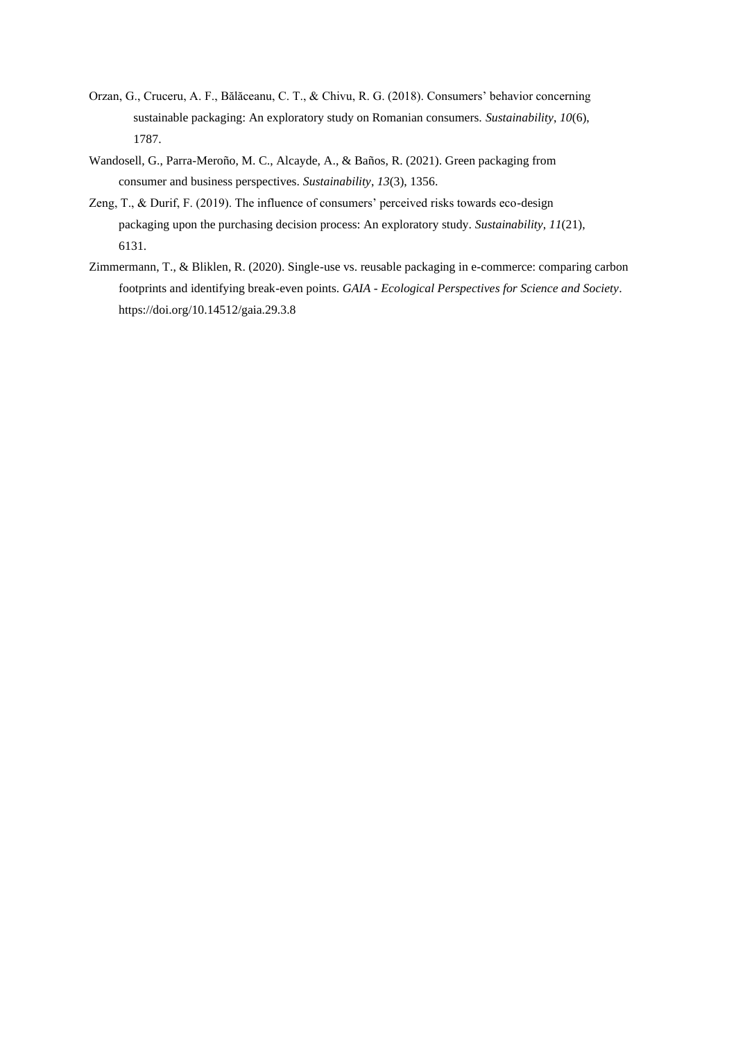Orzan, G., Cruceru, A. F., Bălăceanu, C. T., & Chivu, R. G. (2018). Consumers' behavior concerning sustainable packaging: An exploratory study on Romanian consumers. *Sustainability*, *10*(6), 1787.

Wandosell, G., Parra-Meroño, M. C., Alcayde, A., & Baños, R. (2021). Green packaging from consumer and business perspectives. *Sustainability*, *13*(3), 1356.

Zeng, T., & Durif, F. (2019). The influence of consumers' perceived risks towards eco-design packaging upon the purchasing decision process: An exploratory study. *Sustainability*, *11*(21), 6131.

Zimmermann, T., & Bliklen, R. (2020). Single-use vs. reusable packaging in e-commerce: comparing carbon footprints and identifying break-even points. *GAIA - Ecological Perspectives for Science and Society*. https://doi.org/10.14512/gaia.29.3.8